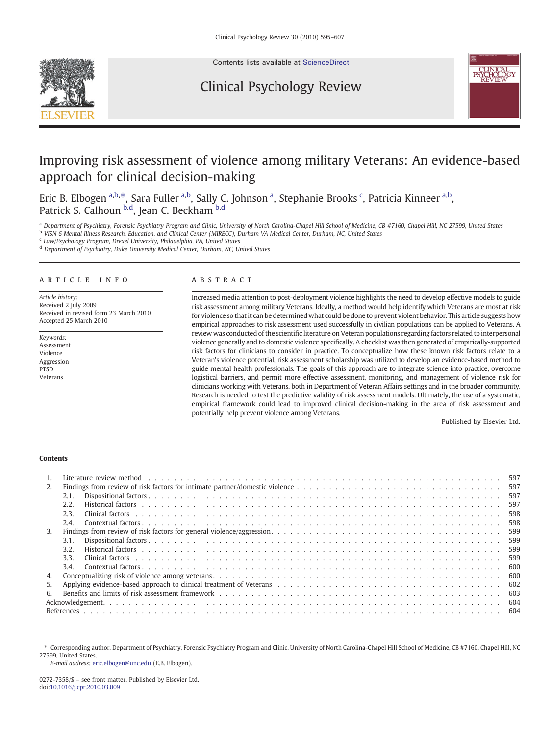Contents lists available at ScienceDirect

# Clinical Psychology Review

# Improving risk assessment of violence among military Veterans: An evidence-based approach for clinical decision-making

Eric B. Elbogen [a,b,*], Sara Fuller [a,b], Sally C. Johnson [a], Stephanie Brooks [c], Patricia Kinneer [a,b], Patrick S. Calhoun [b,d], Jean C. Beckham [b,d]

[a] Department of Psychiatry, Forensic Psychiatry Program and Clinic, University of North Carolina-Chapel Hill School of Medicine, CB #7160, Chapel Hill, NC 27599, United States
[b] VISN 6 Mental Illness Research, Education, and Clinical Center (MIRECC), Durham VA Medical Center, Durham, NC, United States
[c] Law/Psychology Program, Drexel University, Philadelphia, PA, United States
[d] Department of Psychiatry, Duke University Medical Center, Durham, NC, United States

## ARTICLE INFO

*Article history:*
Received 2 July 2009
Received in revised form 23 March 2010
Accepted 25 March 2010

*Keywords:*
Assessment
Violence
Aggression
PTSD
Veterans

## ABSTRACT

Increased media attention to post-deployment violence highlights the need to develop effective models to guide risk assessment among military Veterans. Ideally, a method would help identify which Veterans are most at risk for violence so that it can be determined what could be done to prevent violent behavior. This article suggests how empirical approaches to risk assessment used successfully in civilian populations can be applied to Veterans. A review was conducted of the scientific literature on Veteran populations regarding factors related to interpersonal violence generally and to domestic violence specifically. A checklist was then generated of empirically-supported risk factors for clinicians to consider in practice. To conceptualize how these known risk factors relate to a Veteran's violence potential, risk assessment scholarship was utilized to develop an evidence-based method to guide mental health professionals. The goals of this approach are to integrate science into practice, overcome logistical barriers, and permit more effective assessment, monitoring, and management of violence risk for clinicians working with Veterans, both in Department of Veteran Affairs settings and in the broader community. Research is needed to test the predictive validity of risk assessment models. Ultimately, the use of a systematic, empirical framework could lead to improved clinical decision-making in the area of risk assessment and potentially help prevent violence among Veterans.

Published by Elsevier Ltd.

## Contents

1. Literature review method . . . 597
2. Findings from review of risk factors for intimate partner/domestic violence . . . 597
   - 2.1. Dispositional factors . . . 597
   - 2.2. Historical factors . . . 597
   - 2.3. Clinical factors . . . 598
   - 2.4. Contextual factors . . . 598
3. Findings from review of risk factors for general violence/aggression . . . 599
   - 3.1. Dispositional factors . . . 599
   - 3.2. Historical factors . . . 599
   - 3.3. Clinical factors . . . 599
   - 3.4. Contextual factors . . . 600
4. Conceptualizing risk of violence among veterans . . . 600
5. Applying evidence-based approach to clinical treatment of Veterans . . . 602
6. Benefits and limits of risk assessment framework . . . 603

Acknowledgement . . . 604
References . . . 604

* Corresponding author. Department of Psychiatry, Forensic Psychiatry Program and Clinic, University of North Carolina-Chapel Hill School of Medicine, CB #7160, Chapel Hill, NC 27599, United States.
*E-mail address:* eric.elbogen@unc.edu (E.B. Elbogen).

0272-7358/$ – see front matter. Published by Elsevier Ltd.
doi:10.1016/j.cpr.2010.03.009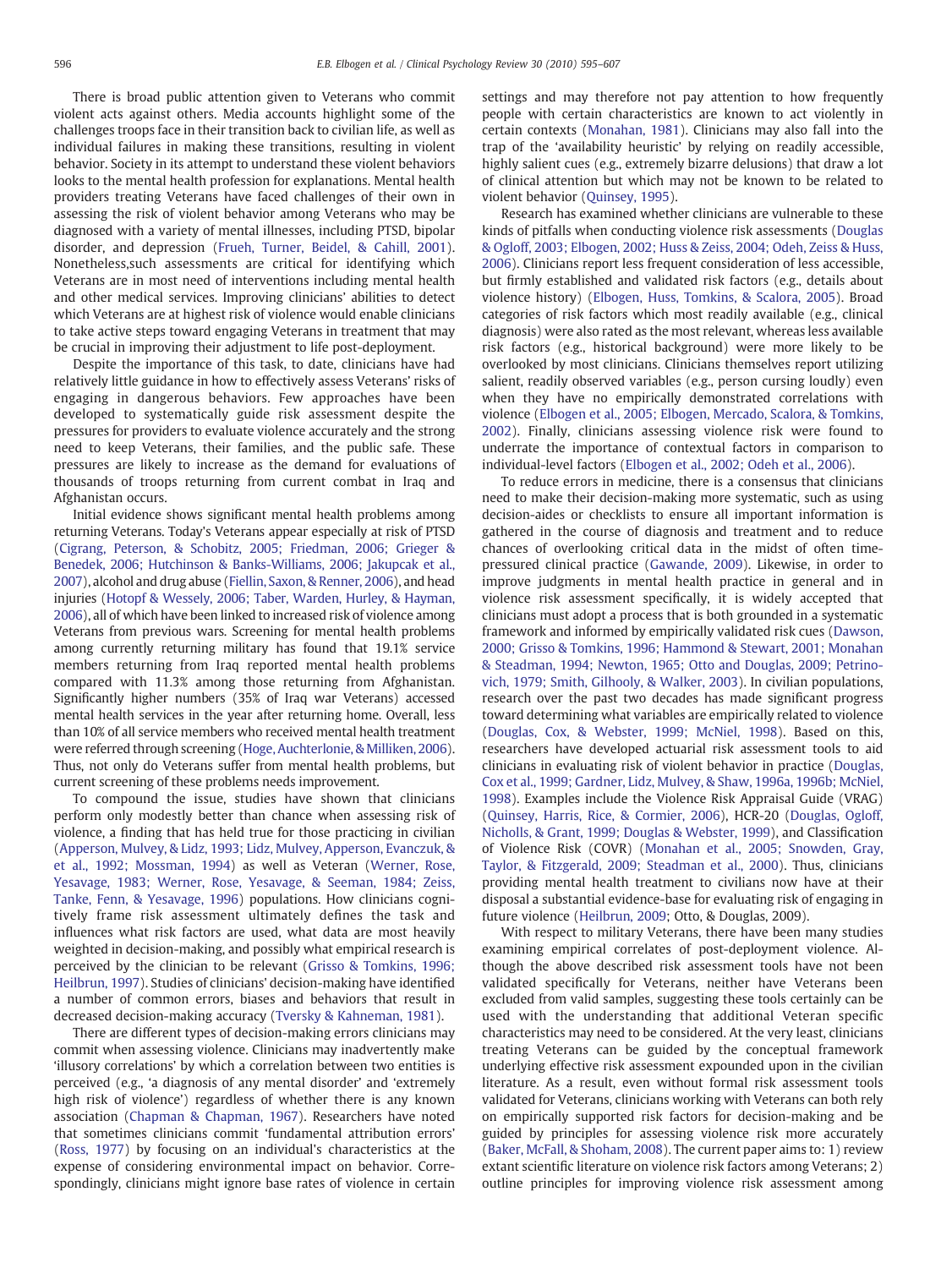There is broad public attention given to Veterans who commit violent acts against others. Media accounts highlight some of the challenges troops face in their transition back to civilian life, as well as individual failures in making these transitions, resulting in violent behavior. Society in its attempt to understand these violent behaviors looks to the mental health profession for explanations. Mental health providers treating Veterans have faced challenges of their own in assessing the risk of violent behavior among Veterans who may be diagnosed with a variety of mental illnesses, including PTSD, bipolar disorder, and depression (Frueh, Turner, Beidel, & Cahill, 2001). Nonetheless,such assessments are critical for identifying which Veterans are in most need of interventions including mental health and other medical services. Improving clinicians' abilities to detect which Veterans are at highest risk of violence would enable clinicians to take active steps toward engaging Veterans in treatment that may be crucial in improving their adjustment to life post-deployment.

Despite the importance of this task, to date, clinicians have had relatively little guidance in how to effectively assess Veterans' risks of engaging in dangerous behaviors. Few approaches have been developed to systematically guide risk assessment despite the pressures for providers to evaluate violence accurately and the strong need to keep Veterans, their families, and the public safe. These pressures are likely to increase as the demand for evaluations of thousands of troops returning from current combat in Iraq and Afghanistan occurs.

Initial evidence shows significant mental health problems among returning Veterans. Today's Veterans appear especially at risk of PTSD (Cigrang, Peterson, & Schobitz, 2005; Friedman, 2006; Grieger & Benedek, 2006; Hutchinson & Banks-Williams, 2006; Jakupcak et al., 2007), alcohol and drug abuse (Fiellin, Saxon, & Renner, 2006), and head injuries (Hotopf & Wessely, 2006; Taber, Warden, Hurley, & Hayman, 2006), all of which have been linked to increased risk of violence among Veterans from previous wars. Screening for mental health problems among currently returning military has found that 19.1% service members returning from Iraq reported mental health problems compared with 11.3% among those returning from Afghanistan. Significantly higher numbers (35% of Iraq war Veterans) accessed mental health services in the year after returning home. Overall, less than 10% of all service members who received mental health treatment were referred through screening (Hoge, Auchterlonie, & Milliken, 2006). Thus, not only do Veterans suffer from mental health problems, but current screening of these problems needs improvement.

To compound the issue, studies have shown that clinicians perform only modestly better than chance when assessing risk of violence, a finding that has held true for those practicing in civilian (Apperson, Mulvey, & Lidz, 1993; Lidz, Mulvey, Apperson, Evanczuk, & et al., 1992; Mossman, 1994) as well as Veteran (Werner, Rose, Yesavage, 1983; Werner, Rose, Yesavage, & Seeman, 1984; Zeiss, Tanke, Fenn, & Yesavage, 1996) populations. How clinicians cognitively frame risk assessment ultimately defines the task and influences what risk factors are used, what data are most heavily weighted in decision-making, and possibly what empirical research is perceived by the clinician to be relevant (Grisso & Tomkins, 1996; Heilbrun, 1997). Studies of clinicians' decision-making have identified a number of common errors, biases and behaviors that result in decreased decision-making accuracy (Tversky & Kahneman, 1981).

There are different types of decision-making errors clinicians may commit when assessing violence. Clinicians may inadvertently make 'illusory correlations' by which a correlation between two entities is perceived (e.g., 'a diagnosis of any mental disorder' and 'extremely high risk of violence') regardless of whether there is any known association (Chapman & Chapman, 1967). Researchers have noted that sometimes clinicians commit 'fundamental attribution errors' (Ross, 1977) by focusing on an individual's characteristics at the expense of considering environmental impact on behavior. Correspondingly, clinicians might ignore base rates of violence in certain settings and may therefore not pay attention to how frequently people with certain characteristics are known to act violently in certain contexts (Monahan, 1981). Clinicians may also fall into the trap of the 'availability heuristic' by relying on readily accessible, highly salient cues (e.g., extremely bizarre delusions) that draw a lot of clinical attention but which may not be known to be related to violent behavior (Quinsey, 1995).

Research has examined whether clinicians are vulnerable to these kinds of pitfalls when conducting violence risk assessments (Douglas & Ogloff, 2003; Elbogen, 2002; Huss & Zeiss, 2004; Odeh, Zeiss & Huss, 2006). Clinicians report less frequent consideration of less accessible, but firmly established and validated risk factors (e.g., details about violence history) (Elbogen, Huss, Tomkins, & Scalora, 2005). Broad categories of risk factors which most readily available (e.g., clinical diagnosis) were also rated as the most relevant, whereas less available risk factors (e.g., historical background) were more likely to be overlooked by most clinicians. Clinicians themselves report utilizing salient, readily observed variables (e.g., person cursing loudly) even when they have no empirically demonstrated correlations with violence (Elbogen et al., 2005; Elbogen, Mercado, Scalora, & Tomkins, 2002). Finally, clinicians assessing violence risk were found to underrate the importance of contextual factors in comparison to individual-level factors (Elbogen et al., 2002; Odeh et al., 2006).

To reduce errors in medicine, there is a consensus that clinicians need to make their decision-making more systematic, such as using decision-aides or checklists to ensure all important information is gathered in the course of diagnosis and treatment and to reduce chances of overlooking critical data in the midst of often time-pressured clinical practice (Gawande, 2009). Likewise, in order to improve judgments in mental health practice in general and in violence risk assessment specifically, it is widely accepted that clinicians must adopt a process that is both grounded in a systematic framework and informed by empirically validated risk cues (Dawson, 2000; Grisso & Tomkins, 1996; Hammond & Stewart, 2001; Monahan & Steadman, 1994; Newton, 1965; Otto and Douglas, 2009; Petrinovich, 1979; Smith, Gilhooly, & Walker, 2003). In civilian populations, research over the past two decades has made significant progress toward determining what variables are empirically related to violence (Douglas, Cox, & Webster, 1999; McNiel, 1998). Based on this, researchers have developed actuarial risk assessment tools to aid clinicians in evaluating risk of violent behavior in practice (Douglas, Cox et al., 1999; Gardner, Lidz, Mulvey, & Shaw, 1996a, 1996b; McNiel, 1998). Examples include the Violence Risk Appraisal Guide (VRAG) (Quinsey, Harris, Rice, & Cormier, 2006), HCR-20 (Douglas, Ogloff, Nicholls, & Grant, 1999; Douglas & Webster, 1999), and Classification of Violence Risk (COVR) (Monahan et al., 2005; Snowden, Gray, Taylor, & Fitzgerald, 2009; Steadman et al., 2000). Thus, clinicians providing mental health treatment to civilians now have at their disposal a substantial evidence-base for evaluating risk of engaging in future violence (Heilbrun, 2009; Otto, & Douglas, 2009).

With respect to military Veterans, there have been many studies examining empirical correlates of post-deployment violence. Although the above described risk assessment tools have not been validated specifically for Veterans, neither have Veterans been excluded from valid samples, suggesting these tools certainly can be used with the understanding that additional Veteran specific characteristics may need to be considered. At the very least, clinicians treating Veterans can be guided by the conceptual framework underlying effective risk assessment expounded upon in the civilian literature. As a result, even without formal risk assessment tools validated for Veterans, clinicians working with Veterans can both rely on empirically supported risk factors for decision-making and be guided by principles for assessing violence risk more accurately (Baker, McFall, & Shoham, 2008). The current paper aims to: 1) review extant scientific literature on violence risk factors among Veterans; 2) outline principles for improving violence risk assessment among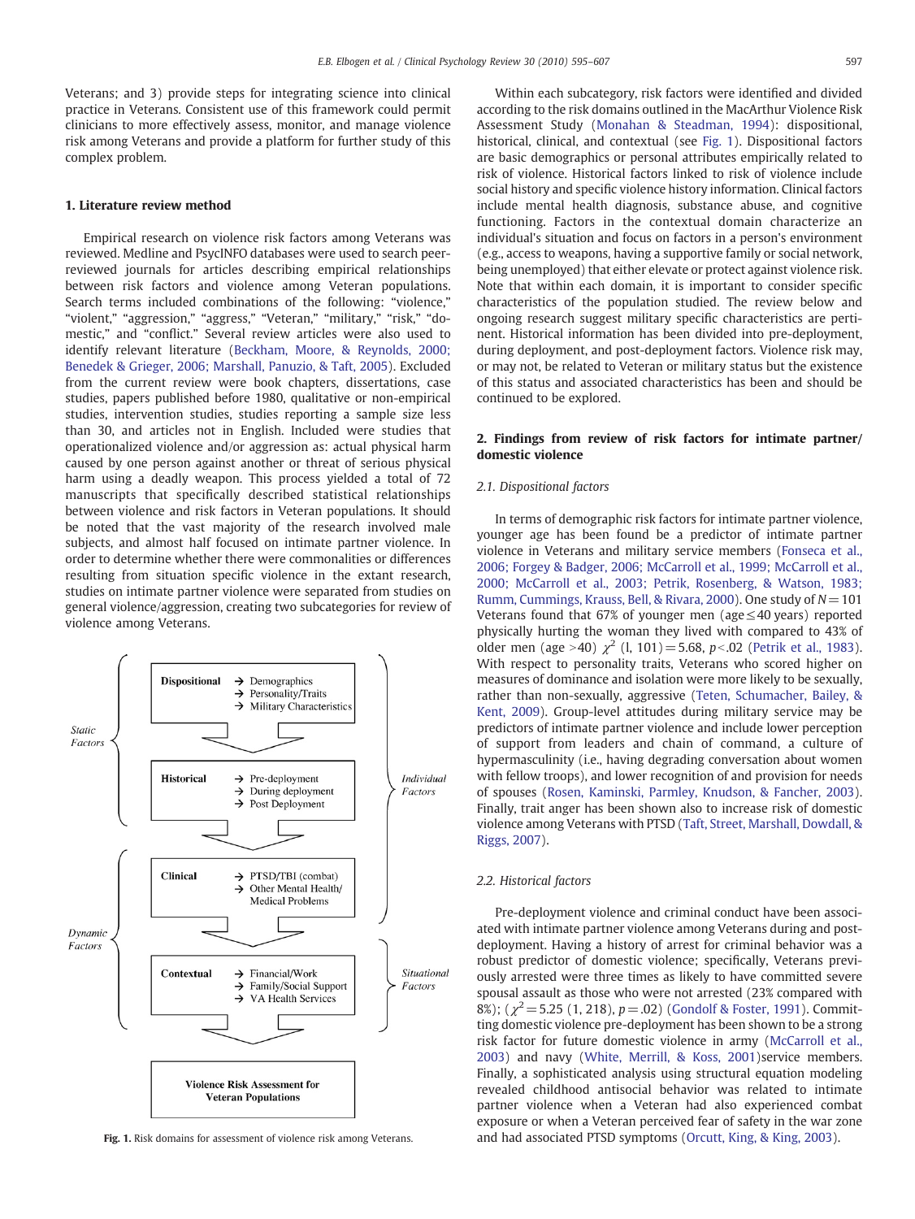Veterans; and 3) provide steps for integrating science into clinical practice in Veterans. Consistent use of this framework could permit clinicians to more effectively assess, monitor, and manage violence risk among Veterans and provide a platform for further study of this complex problem.

## 1. Literature review method

Empirical research on violence risk factors among Veterans was reviewed. Medline and PsycINFO databases were used to search peer-reviewed journals for articles describing empirical relationships between risk factors and violence among Veteran populations. Search terms included combinations of the following: "violence," "violent," "aggression," "aggress," "Veteran," "military," "risk," "domestic," and "conflict." Several review articles were also used to identify relevant literature (Beckham, Moore, & Reynolds, 2000; Benedek & Grieger, 2006; Marshall, Panuzio, & Taft, 2005). Excluded from the current review were book chapters, dissertations, case studies, papers published before 1980, qualitative or non-empirical studies, intervention studies, studies reporting a sample size less than 30, and articles not in English. Included were studies that operationalized violence and/or aggression as: actual physical harm caused by one person against another or threat of serious physical harm using a deadly weapon. This process yielded a total of 72 manuscripts that specifically described statistical relationships between violence and risk factors in Veteran populations. It should be noted that the vast majority of the research involved male subjects, and almost half focused on intimate partner violence. In order to determine whether there were commonalities or differences resulting from situation specific violence in the extant research, studies on intimate partner violence were separated from studies on general violence/aggression, creating two subcategories for review of violence among Veterans.

Static Factors / Dynamic Factors / Individual Factors / Situational Factors

- **Dispositional** → Demographics → Personality/Traits → Military Characteristics
- **Historical** → Pre-deployment → During deployment → Post Deployment
- **Clinical** → PTSD/TBI (combat) → Other Mental Health/ Medical Problems
- **Contextual** → Financial/Work → Family/Social Support → VA Health Services
- **Violence Risk Assessment for Veteran Populations**

**Fig. 1.** Risk domains for assessment of violence risk among Veterans.

Within each subcategory, risk factors were identified and divided according to the risk domains outlined in the MacArthur Violence Risk Assessment Study (Monahan & Steadman, 1994): dispositional, historical, clinical, and contextual (see Fig. 1). Dispositional factors are basic demographics or personal attributes empirically related to risk of violence. Historical factors linked to risk of violence include social history and specific violence history information. Clinical factors include mental health diagnosis, substance abuse, and cognitive functioning. Factors in the contextual domain characterize an individual's situation and focus on factors in a person's environment (e.g., access to weapons, having a supportive family or social network, being unemployed) that either elevate or protect against violence risk. Note that within each domain, it is important to consider specific characteristics of the population studied. The review below and ongoing research suggest military specific characteristics are pertinent. Historical information has been divided into pre-deployment, during deployment, and post-deployment factors. Violence risk may, or may not, be related to Veteran or military status but the existence of this status and associated characteristics has been and should be continued to be explored.

## 2. Findings from review of risk factors for intimate partner/ domestic violence

### 2.1. Dispositional factors

In terms of demographic risk factors for intimate partner violence, younger age has been found be a predictor of intimate partner violence in Veterans and military service members (Fonseca et al., 2006; Forgey & Badger, 2006; McCarroll et al., 1999; McCarroll et al., 2000; McCarroll et al., 2003; Petrik, Rosenberg, & Watson, 1983; Rumm, Cummings, Krauss, Bell, & Rivara, 2000). One study of $N = 101$ Veterans found that 67% of younger men ($\text{age} \leq 40$ years) reported physically hurting the woman they lived with compared to 43% of older men ($\text{age} > 40$) $\chi^2$ (l, 101) = 5.68, $p < .02$ (Petrik et al., 1983). With respect to personality traits, Veterans who scored higher on measures of dominance and isolation were more likely to be sexually, rather than non-sexually, aggressive (Teten, Schumacher, Bailey, & Kent, 2009). Group-level attitudes during military service may be predictors of intimate partner violence and include lower perception of support from leaders and chain of command, a culture of hypermasculinity (i.e., having degrading conversation about women with fellow troops), and lower recognition of and provision for needs of spouses (Rosen, Kaminski, Parmley, Knudson, & Fancher, 2003). Finally, trait anger has been shown also to increase risk of domestic violence among Veterans with PTSD (Taft, Street, Marshall, Dowdall, & Riggs, 2007).

### 2.2. Historical factors

Pre-deployment violence and criminal conduct have been associated with intimate partner violence among Veterans during and post-deployment. Having a history of arrest for criminal behavior was a robust predictor of domestic violence; specifically, Veterans previously arrested were three times as likely to have committed severe spousal assault as those who were not arrested (23% compared with 8%); ($\chi^2 = 5.25$ (1, 218), $p = .02$) (Gondolf & Foster, 1991). Committing domestic violence pre-deployment has been shown to be a strong risk factor for future domestic violence in army (McCarroll et al., 2003) and navy (White, Merrill, & Koss, 2001)service members. Finally, a sophisticated analysis using structural equation modeling revealed childhood antisocial behavior was related to intimate partner violence when a Veteran had also experienced combat exposure or when a Veteran perceived fear of safety in the war zone and had associated PTSD symptoms (Orcutt, King, & King, 2003).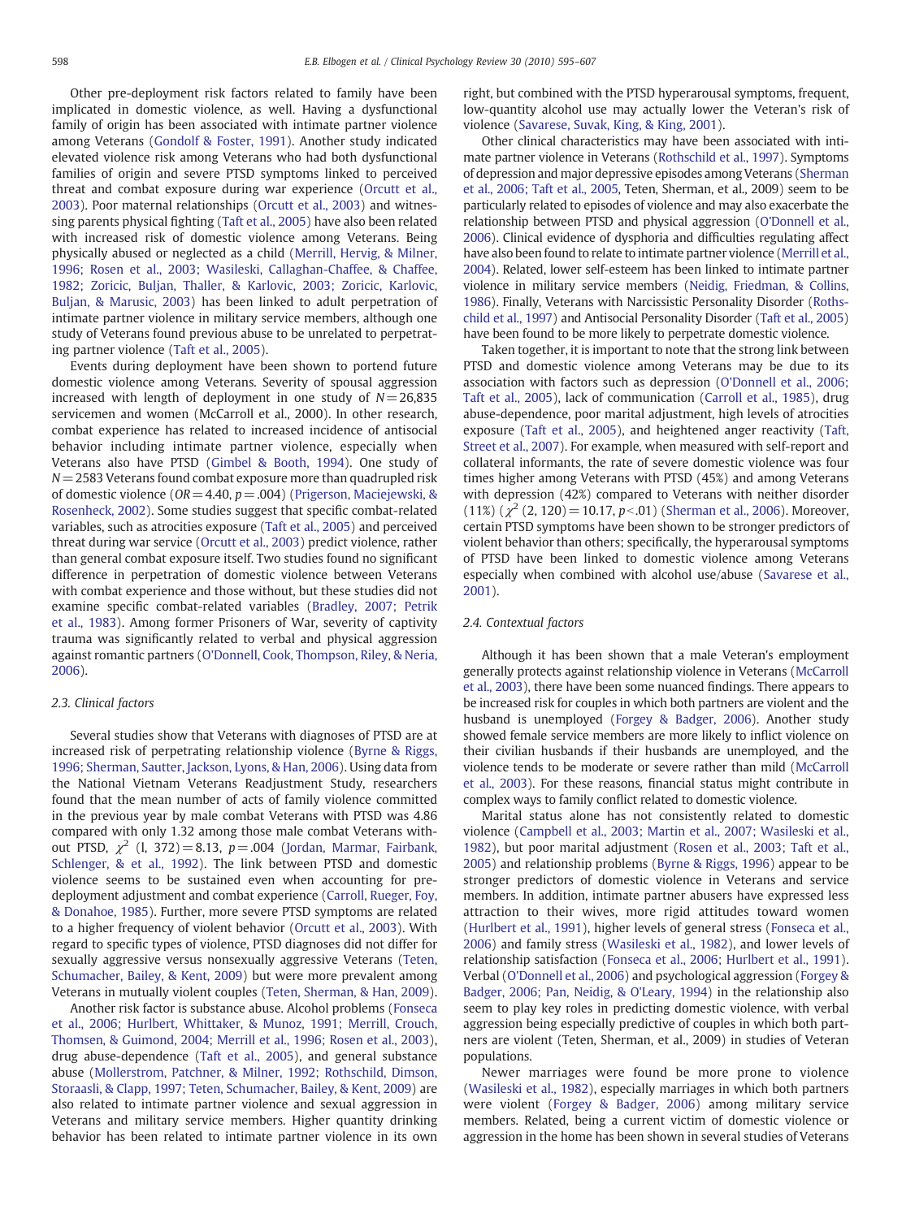Other pre-deployment risk factors related to family have been implicated in domestic violence, as well. Having a dysfunctional family of origin has been associated with intimate partner violence among Veterans (Gondolf & Foster, 1991). Another study indicated elevated violence risk among Veterans who had both dysfunctional families of origin and severe PTSD symptoms linked to perceived threat and combat exposure during war experience (Orcutt et al., 2003). Poor maternal relationships (Orcutt et al., 2003) and witnessing parents physical fighting (Taft et al., 2005) have also been related with increased risk of domestic violence among Veterans. Being physically abused or neglected as a child (Merrill, Hervig, & Milner, 1996; Rosen et al., 2003; Wasileski, Callaghan-Chaffee, & Chaffee, 1982; Zoricic, Buljan, Thaller, & Karlovic, 2003; Zoricic, Karlovic, Buljan, & Marusic, 2003) has been linked to adult perpetration of intimate partner violence in military service members, although one study of Veterans found previous abuse to be unrelated to perpetrating partner violence (Taft et al., 2005).

Events during deployment have been shown to portend future domestic violence among Veterans. Severity of spousal aggression increased with length of deployment in one study of $N = 26,835$ servicemen and women (McCarroll et al., 2000). In other research, combat experience has related to increased incidence of antisocial behavior including intimate partner violence, especially when Veterans also have PTSD (Gimbel & Booth, 1994). One study of $N = 2583$ Veterans found combat exposure more than quadrupled risk of domestic violence ($OR = 4.40$, $p = .004$) (Prigerson, Maciejewski, & Rosenheck, 2002). Some studies suggest that specific combat-related variables, such as atrocities exposure (Taft et al., 2005) and perceived threat during war service (Orcutt et al., 2003) predict violence, rather than general combat exposure itself. Two studies found no significant difference in perpetration of domestic violence between Veterans with combat experience and those without, but these studies did not examine specific combat-related variables (Bradley, 2007; Petrik et al., 1983). Among former Prisoners of War, severity of captivity trauma was significantly related to verbal and physical aggression against romantic partners (O'Donnell, Cook, Thompson, Riley, & Neria, 2006).

### 2.3. Clinical factors

Several studies show that Veterans with diagnoses of PTSD are at increased risk of perpetrating relationship violence (Byrne & Riggs, 1996; Sherman, Sautter, Jackson, Lyons, & Han, 2006). Using data from the National Vietnam Veterans Readjustment Study, researchers found that the mean number of acts of family violence committed in the previous year by male combat Veterans with PTSD was 4.86 compared with only 1.32 among those male combat Veterans without PTSD, $\chi^2$ (l, 372) = 8.13, $p = .004$ (Jordan, Marmar, Fairbank, Schlenger, & et al., 1992). The link between PTSD and domestic violence seems to be sustained even when accounting for pre-deployment adjustment and combat experience (Carroll, Rueger, Foy, & Donahoe, 1985). Further, more severe PTSD symptoms are related to a higher frequency of violent behavior (Orcutt et al., 2003). With regard to specific types of violence, PTSD diagnoses did not differ for sexually aggressive versus nonsexually aggressive Veterans (Teten, Schumacher, Bailey, & Kent, 2009) but were more prevalent among Veterans in mutually violent couples (Teten, Sherman, & Han, 2009).

Another risk factor is substance abuse. Alcohol problems (Fonseca et al., 2006; Hurlbert, Whittaker, & Munoz, 1991; Merrill, Crouch, Thomsen, & Guimond, 2004; Merrill et al., 1996; Rosen et al., 2003), drug abuse-dependence (Taft et al., 2005), and general substance abuse (Mollerstrom, Patchner, & Milner, 1992; Rothschild, Dimson, Storaasli, & Clapp, 1997; Teten, Schumacher, Bailey, & Kent, 2009) are also related to intimate partner violence and sexual aggression in Veterans and military service members. Higher quantity drinking behavior has been related to intimate partner violence in its own right, but combined with the PTSD hyperarousal symptoms, frequent, low-quantity alcohol use may actually lower the Veteran's risk of violence (Savarese, Suvak, King, & King, 2001).

Other clinical characteristics may have been associated with intimate partner violence in Veterans (Rothschild et al., 1997). Symptoms of depression and major depressive episodes among Veterans (Sherman et al., 2006; Taft et al., 2005, Teten, Sherman, et al., 2009) seem to be particularly related to episodes of violence and may also exacerbate the relationship between PTSD and physical aggression (O'Donnell et al., 2006). Clinical evidence of dysphoria and difficulties regulating affect have also been found to relate to intimate partner violence (Merrill et al., 2004). Related, lower self-esteem has been linked to intimate partner violence in military service members (Neidig, Friedman, & Collins, 1986). Finally, Veterans with Narcissistic Personality Disorder (Rothschild et al., 1997) and Antisocial Personality Disorder (Taft et al., 2005) have been found to be more likely to perpetrate domestic violence.

Taken together, it is important to note that the strong link between PTSD and domestic violence among Veterans may be due to its association with factors such as depression (O'Donnell et al., 2006; Taft et al., 2005), lack of communication (Carroll et al., 1985), drug abuse-dependence, poor marital adjustment, high levels of atrocities exposure (Taft et al., 2005), and heightened anger reactivity (Taft, Street et al., 2007). For example, when measured with self-report and collateral informants, the rate of severe domestic violence was four times higher among Veterans with PTSD (45%) and among Veterans with depression (42%) compared to Veterans with neither disorder (11%) ($\chi^2$ (2, 120) = 10.17, $p<.01$) (Sherman et al., 2006). Moreover, certain PTSD symptoms have been shown to be stronger predictors of violent behavior than others; specifically, the hyperarousal symptoms of PTSD have been linked to domestic violence among Veterans especially when combined with alcohol use/abuse (Savarese et al., 2001).

### 2.4. Contextual factors

Although it has been shown that a male Veteran's employment generally protects against relationship violence in Veterans (McCarroll et al., 2003), there have been some nuanced findings. There appears to be increased risk for couples in which both partners are violent and the husband is unemployed (Forgey & Badger, 2006). Another study showed female service members are more likely to inflict violence on their civilian husbands if their husbands are unemployed, and the violence tends to be moderate or severe rather than mild (McCarroll et al., 2003). For these reasons, financial status might contribute in complex ways to family conflict related to domestic violence.

Marital status alone has not consistently related to domestic violence (Campbell et al., 2003; Martin et al., 2007; Wasileski et al., 1982), but poor marital adjustment (Rosen et al., 2003; Taft et al., 2005) and relationship problems (Byrne & Riggs, 1996) appear to be stronger predictors of domestic violence in Veterans and service members. In addition, intimate partner abusers have expressed less attraction to their wives, more rigid attitudes toward women (Hurlbert et al., 1991), higher levels of general stress (Fonseca et al., 2006) and family stress (Wasileski et al., 1982), and lower levels of relationship satisfaction (Fonseca et al., 2006; Hurlbert et al., 1991). Verbal (O'Donnell et al., 2006) and psychological aggression (Forgey & Badger, 2006; Pan, Neidig, & O'Leary, 1994) in the relationship also seem to play key roles in predicting domestic violence, with verbal aggression being especially predictive of couples in which both partners are violent (Teten, Sherman, et al., 2009) in studies of Veteran populations.

Newer marriages were found be more prone to violence (Wasileski et al., 1982), especially marriages in which both partners were violent (Forgey & Badger, 2006) among military service members. Related, being a current victim of domestic violence or aggression in the home has been shown in several studies of Veterans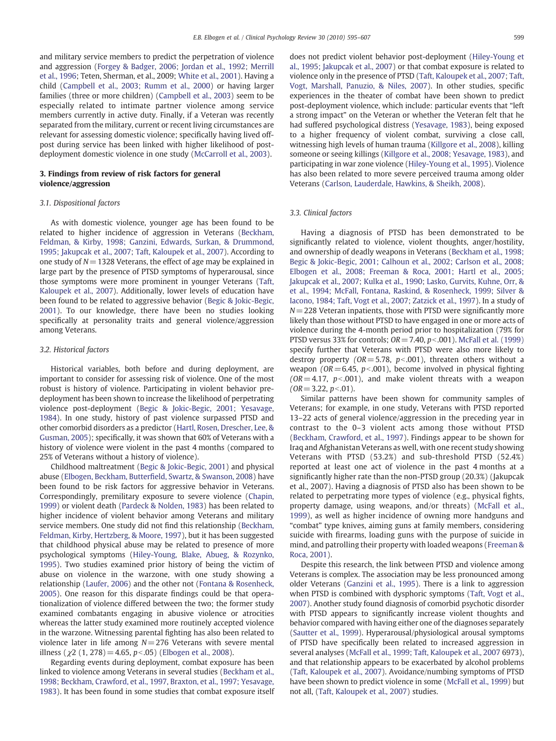and military service members to predict the perpetration of violence and aggression (Forgey & Badger, 2006; Jordan et al., 1992; Merrill et al., 1996; Teten, Sherman, et al., 2009; White et al., 2001). Having a child (Campbell et al., 2003; Rumm et al., 2000) or having larger families (three or more children) (Campbell et al., 2003) seem to be especially related to intimate partner violence among service members currently in active duty. Finally, if a Veteran was recently separated from the military, current or recent living circumstances are relevant for assessing domestic violence; specifically having lived off-post during service has been linked with higher likelihood of post-deployment domestic violence in one study (McCarroll et al., 2003).

## 3. Findings from review of risk factors for general violence/aggression

### 3.1. Dispositional factors

As with domestic violence, younger age has been found to be related to higher incidence of aggression in Veterans (Beckham, Feldman, & Kirby, 1998; Ganzini, Edwards, Surkan, & Drummond, 1995; Jakupcak et al., 2007; Taft, Kaloupek et al., 2007). According to one study of $N = 1328$ Veterans, the effect of age may be explained in large part by the presence of PTSD symptoms of hyperarousal, since those symptoms were more prominent in younger Veterans (Taft, Kaloupek et al., 2007). Additionally, lower levels of education have been found to be related to aggressive behavior (Begic & Jokic-Begic, 2001). To our knowledge, there have been no studies looking specifically at personality traits and general violence/aggression among Veterans.

### 3.2. Historical factors

Historical variables, both before and during deployment, are important to consider for assessing risk of violence. One of the most robust is history of violence. Participating in violent behavior pre-deployment has been shown to increase the likelihood of perpetrating violence post-deployment (Begic & Jokic-Begic, 2001; Yesavage, 1984). In one study, history of past violence surpassed PTSD and other comorbid disorders as a predictor (Hartl, Rosen, Drescher, Lee, & Gusman, 2005); specifically, it was shown that 60% of Veterans with a history of violence were violent in the past 4 months (compared to 25% of Veterans without a history of violence).

Childhood maltreatment (Begic & Jokic-Begic, 2001) and physical abuse (Elbogen, Beckham, Butterfield, Swartz, & Swanson, 2008) have been found to be risk factors for aggressive behavior in Veterans. Correspondingly, premilitary exposure to severe violence (Chapin, 1999) or violent death (Pardeck & Nolden, 1983) has been related to higher incidence of violent behavior among Veterans and military service members. One study did not find this relationship (Beckham, Feldman, Kirby, Hertzberg, & Moore, 1997), but it has been suggested that childhood physical abuse may be related to presence of more psychological symptoms (Hiley-Young, Blake, Abueg, & Rozynko, 1995). Two studies examined prior history of being the victim of abuse on violence in the warzone, with one study showing a relationship (Laufer, 2006) and the other not (Fontana & Rosenheck, 2005). One reason for this disparate findings could be that operationalization of violence differed between the two; the former study examined combatants engaging in abusive violence or atrocities whereas the latter study examined more routinely accepted violence in the warzone. Witnessing parental fighting has also been related to violence later in life among $N = 276$ Veterans with severe mental illness ($\chi2$ $(1, 278) = 4.65$, $p < .05$) (Elbogen et al., 2008).

Regarding events during deployment, combat exposure has been linked to violence among Veterans in several studies (Beckham et al., 1998; Beckham, Crawford, et al., 1997, Braxton, et al., 1997; Yesavage, 1983). It has been found in some studies that combat exposure itself does not predict violent behavior post-deployment (Hiley-Young et al., 1995; Jakupcak et al., 2007) or that combat exposure is related to violence only in the presence of PTSD (Taft, Kaloupek et al., 2007; Taft, Vogt, Marshall, Panuzio, & Niles, 2007). In other studies, specific experiences in the theater of combat have been shown to predict post-deployment violence, which include: particular events that "left a strong impact" on the Veteran or whether the Veteran felt that he had suffered psychological distress (Yesavage, 1983), being exposed to a higher frequency of violent combat, surviving a close call, witnessing high levels of human trauma (Killgore et al., 2008), killing someone or seeing killings (Killgore et al., 2008; Yesavage, 1983), and participating in war zone violence (Hiley-Young et al., 1995). Violence has also been related to more severe perceived trauma among older Veterans (Carlson, Lauderdale, Hawkins, & Sheikh, 2008).

### 3.3. Clinical factors

Having a diagnosis of PTSD has been demonstrated to be significantly related to violence, violent thoughts, anger/hostility, and ownership of deadly weapons in Veterans (Beckham et al., 1998; Begic & Jokic-Begic, 2001; Calhoun et al., 2002; Carlson et al., 2008; Elbogen et al., 2008; Freeman & Roca, 2001; Hartl et al., 2005; Jakupcak et al., 2007; Kulka et al., 1990; Lasko, Gurvits, Kuhne, Orr, & et al., 1994; McFall, Fontana, Raskind, & Rosenheck, 1999; Silver & Iacono, 1984; Taft, Vogt et al., 2007; Zatzick et al., 1997). In a study of $N = 228$ Veteran inpatients, those with PTSD were significantly more likely than those without PTSD to have engaged in one or more acts of violence during the 4-month period prior to hospitalization (79% for PTSD versus 33% for controls; $OR = 7.40$, $p < .001$). McFall et al. (1999) specify further that Veterans with PTSD were also more likely to destroy property ($OR = 5.78$, $p < .001$), threaten others without a weapon ($OR = 6.45$, $p < .001$), become involved in physical fighting ($OR = 4.17$, $p < .001$), and make violent threats with a weapon ($OR = 3.22$, $p < .01$).

Similar patterns have been shown for community samples of Veterans; for example, in one study, Veterans with PTSD reported 13–22 acts of general violence/aggression in the preceding year in contrast to the 0–3 violent acts among those without PTSD (Beckham, Crawford, et al., 1997). Findings appear to be shown for Iraq and Afghanistan Veterans as well, with one recent study showing Veterans with PTSD (53.2%) and sub-threshold PTSD (52.4%) reported at least one act of violence in the past 4 months at a significantly higher rate than the non-PTSD group (20.3%) (Jakupcak et al., 2007). Having a diagnosis of PTSD also has been shown to be related to perpetrating more types of violence (e.g., physical fights, property damage, using weapons, and/or threats) (McFall et al., 1999), as well as higher incidence of owning more handguns and "combat" type knives, aiming guns at family members, considering suicide with firearms, loading guns with the purpose of suicide in mind, and patrolling their property with loaded weapons (Freeman & Roca, 2001).

Despite this research, the link between PTSD and violence among Veterans is complex. The association may be less pronounced among older Veterans (Ganzini et al., 1995). There is a link to aggression when PTSD is combined with dysphoric symptoms (Taft, Vogt et al., 2007). Another study found diagnosis of comorbid psychotic disorder with PTSD appears to significantly increase violent thoughts and behavior compared with having either one of the diagnoses separately (Sautter et al., 1999). Hyperarousal/physiological arousal symptoms of PTSD have specifically been related to increased aggression in several analyses (McFall et al., 1999; Taft, Kaloupek et al., 2007 6973), and that relationship appears to be exacerbated by alcohol problems (Taft, Kaloupek et al., 2007). Avoidance/numbing symptoms of PTSD have been shown to predict violence in some (McFall et al., 1999) but not all, (Taft, Kaloupek et al., 2007) studies.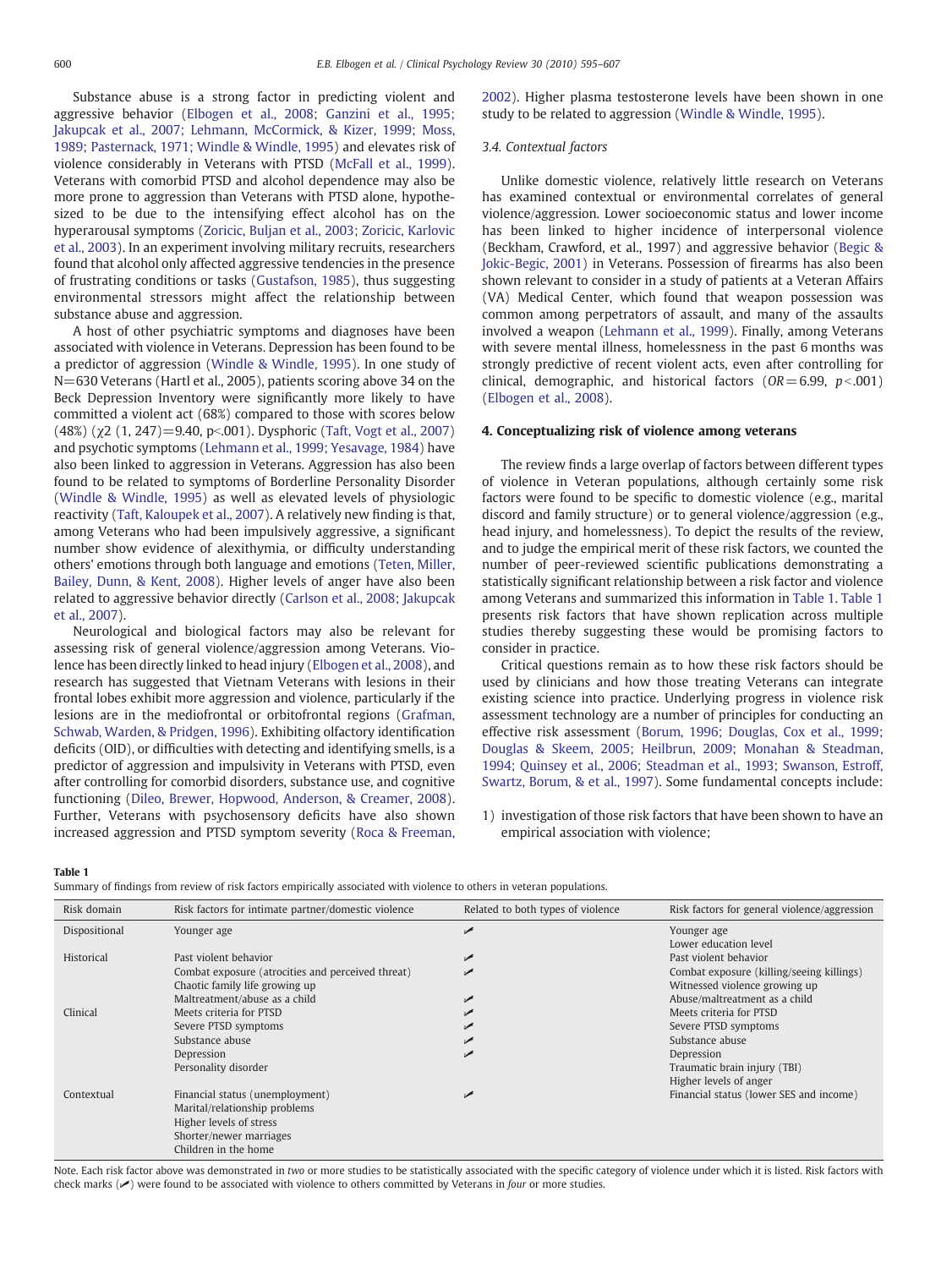Substance abuse is a strong factor in predicting violent and aggressive behavior (Elbogen et al., 2008; Ganzini et al., 1995; Jakupcak et al., 2007; Lehmann, McCormick, & Kizer, 1999; Moss, 1989; Pasternack, 1971; Windle & Windle, 1995) and elevates risk of violence considerably in Veterans with PTSD (McFall et al., 1999). Veterans with comorbid PTSD and alcohol dependence may also be more prone to aggression than Veterans with PTSD alone, hypothesized to be due to the intensifying effect alcohol has on the hyperarousal symptoms (Zoricic, Buljan et al., 2003; Zoricic, Karlovic et al., 2003). In an experiment involving military recruits, researchers found that alcohol only affected aggressive tendencies in the presence of frustrating conditions or tasks (Gustafson, 1985), thus suggesting environmental stressors might affect the relationship between substance abuse and aggression.

A host of other psychiatric symptoms and diagnoses have been associated with violence in Veterans. Depression has been found to be a predictor of aggression (Windle & Windle, 1995). In one study of N=630 Veterans (Hartl et al., 2005), patients scoring above 34 on the Beck Depression Inventory were significantly more likely to have committed a violent act (68%) compared to those with scores below (48%) ($\chi2$ (1, 247)=9.40, p<.001). Dysphoric (Taft, Vogt et al., 2007) and psychotic symptoms (Lehmann et al., 1999; Yesavage, 1984) have also been linked to aggression in Veterans. Aggression has also been found to be related to symptoms of Borderline Personality Disorder (Windle & Windle, 1995) as well as elevated levels of physiologic reactivity (Taft, Kaloupek et al., 2007). A relatively new finding is that, among Veterans who had been impulsively aggressive, a significant number show evidence of alexithymia, or difficulty understanding others' emotions through both language and emotions (Teten, Miller, Bailey, Dunn, & Kent, 2008). Higher levels of anger have also been related to aggressive behavior directly (Carlson et al., 2008; Jakupcak et al., 2007).

Neurological and biological factors may also be relevant for assessing risk of general violence/aggression among Veterans. Violence has been directly linked to head injury (Elbogen et al., 2008), and research has suggested that Vietnam Veterans with lesions in their frontal lobes exhibit more aggression and violence, particularly if the lesions are in the mediofrontal or orbitofrontal regions (Grafman, Schwab, Warden, & Pridgen, 1996). Exhibiting olfactory identification deficits (OID), or difficulties with detecting and identifying smells, is a predictor of aggression and impulsivity in Veterans with PTSD, even after controlling for comorbid disorders, substance use, and cognitive functioning (Dileo, Brewer, Hopwood, Anderson, & Creamer, 2008). Further, Veterans with psychosensory deficits have also shown increased aggression and PTSD symptom severity (Roca & Freeman, 2002). Higher plasma testosterone levels have been shown in one study to be related to aggression (Windle & Windle, 1995).

### 3.4. Contextual factors

Unlike domestic violence, relatively little research on Veterans has examined contextual or environmental correlates of general violence/aggression. Lower socioeconomic status and lower income has been linked to higher incidence of interpersonal violence (Beckham, Crawford, et al., 1997) and aggressive behavior (Begic & Jokic-Begic, 2001) in Veterans. Possession of firearms has also been shown relevant to consider in a study of patients at a Veteran Affairs (VA) Medical Center, which found that weapon possession was common among perpetrators of assault, and many of the assaults involved a weapon (Lehmann et al., 1999). Finally, among Veterans with severe mental illness, homelessness in the past 6 months was strongly predictive of recent violent acts, even after controlling for clinical, demographic, and historical factors ($OR=6.99$, $p<.001$) (Elbogen et al., 2008).

## 4. Conceptualizing risk of violence among veterans

The review finds a large overlap of factors between different types of violence in Veteran populations, although certainly some risk factors were found to be specific to domestic violence (e.g., marital discord and family structure) or to general violence/aggression (e.g., head injury, and homelessness). To depict the results of the review, and to judge the empirical merit of these risk factors, we counted the number of peer-reviewed scientific publications demonstrating a statistically significant relationship between a risk factor and violence among Veterans and summarized this information in Table 1. Table 1 presents risk factors that have shown replication across multiple studies thereby suggesting these would be promising factors to consider in practice.

Critical questions remain as to how these risk factors should be used by clinicians and how those treating Veterans can integrate existing science into practice. Underlying progress in violence risk assessment technology are a number of principles for conducting an effective risk assessment (Borum, 1996; Douglas, Cox et al., 1999; Douglas & Skeem, 2005; Heilbrun, 2009; Monahan & Steadman, 1994; Quinsey et al., 2006; Steadman et al., 1993; Swanson, Estroff, Swartz, Borum, & et al., 1997). Some fundamental concepts include:

1) investigation of those risk factors that have been shown to have an empirical association with violence;

**Table 1**

Summary of findings from review of risk factors empirically associated with violence to others in veteran populations.

| Risk domain | Risk factors for intimate partner/domestic violence | Related to both types of violence | Risk factors for general violence/aggression |
|---|---|---|---|
| Dispositional | Younger age | ✓ | Younger age |
| | | | Lower education level |
| Historical | Past violent behavior | ✓ | Past violent behavior |
| | Combat exposure (atrocities and perceived threat) | ✓ | Combat exposure (killing/seeing killings) |
| | Chaotic family life growing up | | Witnessed violence growing up |
| | Maltreatment/abuse as a child | ✓ | Abuse/maltreatment as a child |
| Clinical | Meets criteria for PTSD | ✓ | Meets criteria for PTSD |
| | Severe PTSD symptoms | ✓ | Severe PTSD symptoms |
| | Substance abuse | ✓ | Substance abuse |
| | Depression | ✓ | Depression |
| | Personality disorder | | Traumatic brain injury (TBI) |
| | | | Higher levels of anger |
| Contextual | Financial status (unemployment) | ✓ | Financial status (lower SES and income) |
| | Marital/relationship problems | | |
| | Higher levels of stress | | |
| | Shorter/newer marriages | | |
| | Children in the home | | |

Note. Each risk factor above was demonstrated in *two* or more studies to be statistically associated with the specific category of violence under which it is listed. Risk factors with check marks (✓) were found to be associated with violence to others committed by Veterans in *four* or more studies.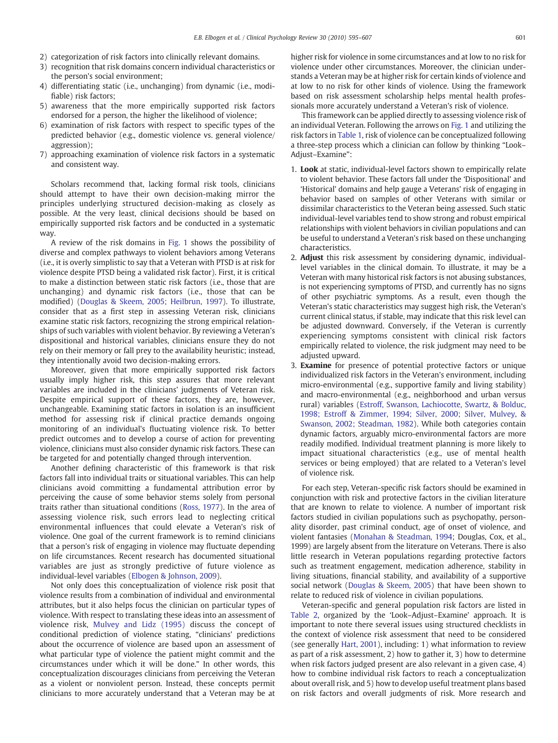2) categorization of risk factors into clinically relevant domains.
3) recognition that risk domains concern individual characteristics or the person's social environment;
4) differentiating static (i.e., unchanging) from dynamic (i.e., modifiable) risk factors;
5) awareness that the more empirically supported risk factors endorsed for a person, the higher the likelihood of violence;
6) examination of risk factors with respect to specific types of the predicted behavior (e.g., domestic violence vs. general violence/aggression);
7) approaching examination of violence risk factors in a systematic and consistent way.

Scholars recommend that, lacking formal risk tools, clinicians should attempt to have their own decision-making mirror the principles underlying structured decision-making as closely as possible. At the very least, clinical decisions should be based on empirically supported risk factors and be conducted in a systematic way.

A review of the risk domains in Fig. 1 shows the possibility of diverse and complex pathways to violent behaviors among Veterans (i.e., it is overly simplistic to say that a Veteran with PTSD is at risk for violence despite PTSD being a validated risk factor). First, it is critical to make a distinction between static risk factors (i.e., those that are unchanging) and dynamic risk factors (i.e., those that can be modified) (Douglas & Skeem, 2005; Heilbrun, 1997). To illustrate, consider that as a first step in assessing Veteran risk, clinicians examine static risk factors, recognizing the strong empirical relationships of such variables with violent behavior. By reviewing a Veteran's dispositional and historical variables, clinicians ensure they do not rely on their memory or fall prey to the availability heuristic; instead, they intentionally avoid two decision-making errors.

Moreover, given that more empirically supported risk factors usually imply higher risk, this step assures that more relevant variables are included in the clinicians' judgments of Veteran risk. Despite empirical support of these factors, they are, however, unchangeable. Examining static factors in isolation is an insufficient method for assessing risk if clinical practice demands ongoing monitoring of an individual's fluctuating violence risk. To better predict outcomes and to develop a course of action for preventing violence, clinicians must also consider dynamic risk factors. These can be targeted for and potentially changed through intervention.

Another defining characteristic of this framework is that risk factors fall into individual traits or situational variables. This can help clinicians avoid committing a fundamental attribution error by perceiving the cause of some behavior stems solely from personal traits rather than situational conditions (Ross, 1977). In the area of assessing violence risk, such errors lead to neglecting critical environmental influences that could elevate a Veteran's risk of violence. One goal of the current framework is to remind clinicians that a person's risk of engaging in violence may fluctuate depending on life circumstances. Recent research has documented situational variables are just as strongly predictive of future violence as individual-level variables (Elbogen & Johnson, 2009).

Not only does this conceptualization of violence risk posit that violence results from a combination of individual and environmental attributes, but it also helps focus the clinician on particular types of violence. With respect to translating these ideas into an assessment of violence risk, Mulvey and Lidz (1995) discuss the concept of conditional prediction of violence stating, "clinicians' predictions about the occurrence of violence are based upon an assessment of what particular type of violence the patient might commit and the circumstances under which it will be done." In other words, this conceptualization discourages clinicians from perceiving the Veteran as a violent or nonviolent person. Instead, these concepts permit clinicians to more accurately understand that a Veteran may be at higher risk for violence in some circumstances and at low to no risk for violence under other circumstances. Moreover, the clinician understands a Veteran may be at higher risk for certain kinds of violence and at low to no risk for other kinds of violence. Using the framework based on risk assessment scholarship helps mental health professionals more accurately understand a Veteran's risk of violence.

This framework can be applied directly to assessing violence risk of an individual Veteran. Following the arrows on Fig. 1 and utilizing the risk factors in Table 1, risk of violence can be conceptualized following a three-step process which a clinician can follow by thinking "Look–Adjust–Examine":

1. **Look** at static, individual-level factors shown to empirically relate to violent behavior. These factors fall under the 'Dispositional' and 'Historical' domains and help gauge a Veterans' risk of engaging in behavior based on samples of other Veterans with similar or dissimilar characteristics to the Veteran being assessed. Such static individual-level variables tend to show strong and robust empirical relationships with violent behaviors in civilian populations and can be useful to understand a Veteran's risk based on these unchanging characteristics.
2. **Adjust** this risk assessment by considering dynamic, individual-level variables in the clinical domain. To illustrate, it may be a Veteran with many historical risk factors is not abusing substances, is not experiencing symptoms of PTSD, and currently has no signs of other psychiatric symptoms. As a result, even though the Veteran's static characteristics may suggest high risk, the Veteran's current clinical status, if stable, may indicate that this risk level can be adjusted downward. Conversely, if the Veteran is currently experiencing symptoms consistent with clinical risk factors empirically related to violence, the risk judgment may need to be adjusted upward.
3. **Examine** for presence of potential protective factors or unique individualized risk factors in the Veteran's environment, including micro-environmental (e.g., supportive family and living stability) and macro-environmental (e.g., neighborhood and urban versus rural) variables (Estroff, Swanson, Lachiocotte, Swartz, & Bolduc, 1998; Estroff & Zimmer, 1994; Silver, 2000; Silver, Mulvey, & Swanson, 2002; Steadman, 1982). While both categories contain dynamic factors, arguably micro-environmental factors are more readily modified. Individual treatment planning is more likely to impact situational characteristics (e.g., use of mental health services or being employed) that are related to a Veteran's level of violence risk.

For each step, Veteran-specific risk factors should be examined in conjunction with risk and protective factors in the civilian literature that are known to relate to violence. A number of important risk factors studied in civilian populations such as psychopathy, personality disorder, past criminal conduct, age of onset of violence, and violent fantasies (Monahan & Steadman, 1994; Douglas, Cox, et al., 1999) are largely absent from the literature on Veterans. There is also little research in Veteran populations regarding protective factors such as treatment engagement, medication adherence, stability in living situations, financial stability, and availability of a supportive social network (Douglas & Skeem, 2005) that have been shown to relate to reduced risk of violence in civilian populations.

Veteran-specific and general population risk factors are listed in Table 2, organized by the 'Look–Adjust–Examine' approach. It is important to note there several issues using structured checklists in the context of violence risk assessment that need to be considered (see generally Hart, 2001), including: 1) what information to review as part of a risk assessment, 2) how to gather it, 3) how to determine when risk factors judged present are also relevant in a given case, 4) how to combine individual risk factors to reach a conceptualization about overall risk, and 5) how to develop useful treatment plans based on risk factors and overall judgments of risk. More research and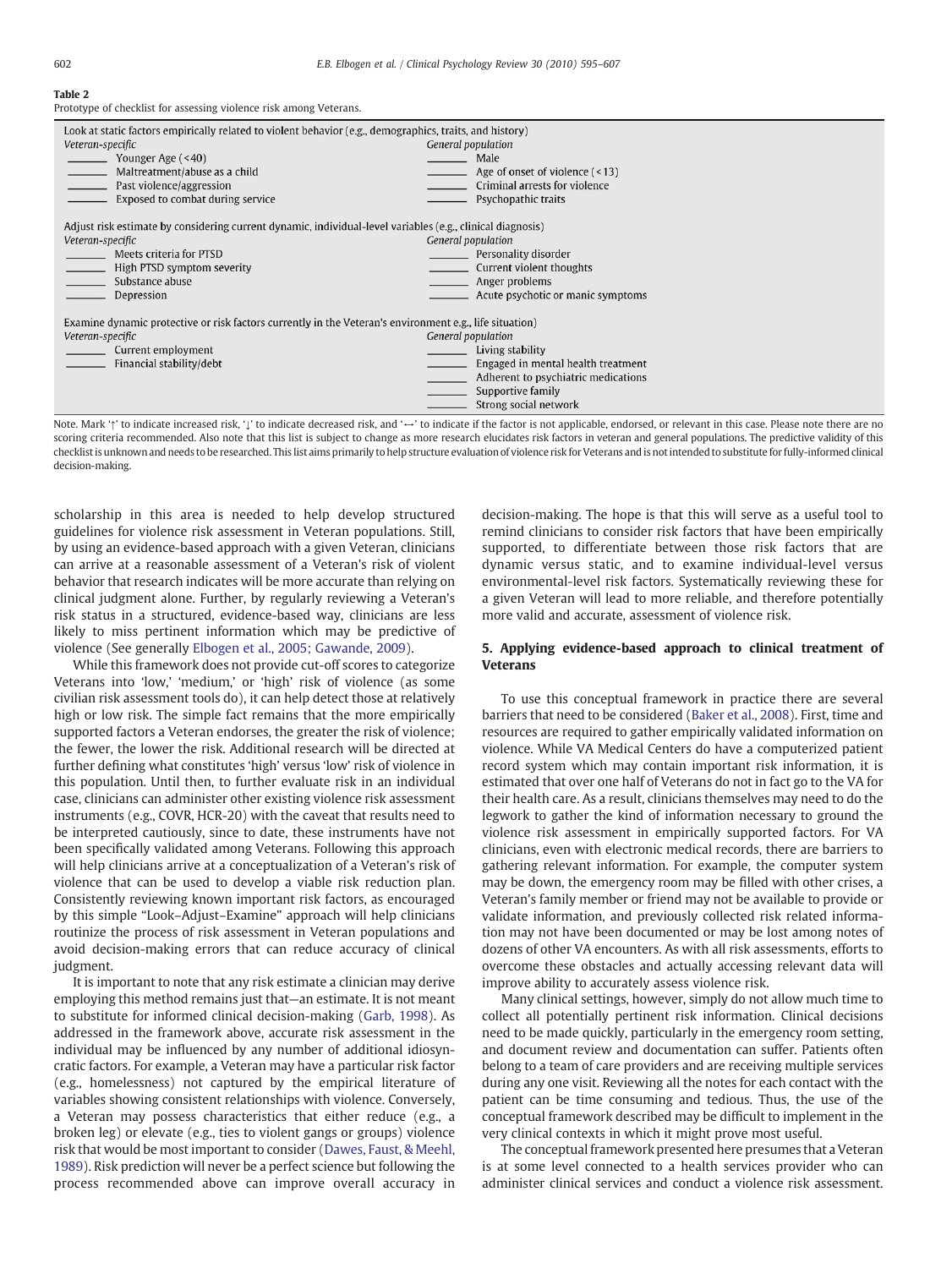**Table 2**
Prototype of checklist for assessing violence risk among Veterans.

| Look at static factors empirically related to violent behavior (e.g., demographics, traits, and history) | |
|---|---|
| *Veteran-specific* | *General population* |
| _______ Younger Age (<40) | _______ Male |
| _______ Maltreatment/abuse as a child | _______ Age of onset of violence (<13) |
| _______ Past violence/aggression | _______ Criminal arrests for violence |
| _______ Exposed to combat during service | _______ Psychopathic traits |
| **Adjust risk estimate by considering current dynamic, individual-level variables (e.g., clinical diagnosis)** | |
| *Veteran-specific* | *General population* |
| _______ Meets criteria for PTSD | _______ Personality disorder |
| _______ High PTSD symptom severity | _______ Current violent thoughts |
| _______ Substance abuse | _______ Anger problems |
| _______ Depression | _______ Acute psychotic or manic symptoms |
| **Examine dynamic protective or risk factors currently in the Veteran's environment e.g., life situation)** | |
| *Veteran-specific* | *General population* |
| _______ Current employment | _______ Living stability |
| _______ Financial stability/debt | _______ Engaged in mental health treatment |
| | _______ Adherent to psychiatric medications |
| | _______ Supportive family |
| | _______ Strong social network |

Note. Mark '↑' to indicate increased risk, '↓' to indicate decreased risk, and '↔' to indicate if the factor is not applicable, endorsed, or relevant in this case. Please note there are no scoring criteria recommended. Also note that this list is subject to change as more research elucidates risk factors in veteran and general populations. The predictive validity of this checklist is unknown and needs to be researched. This list aims primarily to help structure evaluation of violence risk for Veterans and is not intended to substitute for fully-informed clinical decision-making.

scholarship in this area is needed to help develop structured guidelines for violence risk assessment in Veteran populations. Still, by using an evidence-based approach with a given Veteran, clinicians can arrive at a reasonable assessment of a Veteran's risk of violent behavior that research indicates will be more accurate than relying on clinical judgment alone. Further, by regularly reviewing a Veteran's risk status in a structured, evidence-based way, clinicians are less likely to miss pertinent information which may be predictive of violence (See generally Elbogen et al., 2005; Gawande, 2009).

While this framework does not provide cut-off scores to categorize Veterans into 'low,' 'medium,' or 'high' risk of violence (as some civilian risk assessment tools do), it can help detect those at relatively high or low risk. The simple fact remains that the more empirically supported factors a Veteran endorses, the greater the risk of violence; the fewer, the lower the risk. Additional research will be directed at further defining what constitutes 'high' versus 'low' risk of violence in this population. Until then, to further evaluate risk in an individual case, clinicians can administer other existing violence risk assessment instruments (e.g., COVR, HCR-20) with the caveat that results need to be interpreted cautiously, since to date, these instruments have not been specifically validated among Veterans. Following this approach will help clinicians arrive at a conceptualization of a Veteran's risk of violence that can be used to develop a viable risk reduction plan. Consistently reviewing known important risk factors, as encouraged by this simple "Look–Adjust–Examine" approach will help clinicians routinize the process of risk assessment in Veteran populations and avoid decision-making errors that can reduce accuracy of clinical judgment.

It is important to note that any risk estimate a clinician may derive employing this method remains just that—an estimate. It is not meant to substitute for informed clinical decision-making (Garb, 1998). As addressed in the framework above, accurate risk assessment in the individual may be influenced by any number of additional idiosyncratic factors. For example, a Veteran may have a particular risk factor (e.g., homelessness) not captured by the empirical literature of variables showing consistent relationships with violence. Conversely, a Veteran may possess characteristics that either reduce (e.g., a broken leg) or elevate (e.g., ties to violent gangs or groups) violence risk that would be most important to consider (Dawes, Faust, & Meehl, 1989). Risk prediction will never be a perfect science but following the process recommended above can improve overall accuracy in decision-making. The hope is that this will serve as a useful tool to remind clinicians to consider risk factors that have been empirically supported, to differentiate between those risk factors that are dynamic versus static, and to examine individual-level versus environmental-level risk factors. Systematically reviewing these for a given Veteran will lead to more reliable, and therefore potentially more valid and accurate, assessment of violence risk.

## 5. Applying evidence-based approach to clinical treatment of Veterans

To use this conceptual framework in practice there are several barriers that need to be considered (Baker et al., 2008). First, time and resources are required to gather empirically validated information on violence. While VA Medical Centers do have a computerized patient record system which may contain important risk information, it is estimated that over one half of Veterans do not in fact go to the VA for their health care. As a result, clinicians themselves may need to do the legwork to gather the kind of information necessary to ground the violence risk assessment in empirically supported factors. For VA clinicians, even with electronic medical records, there are barriers to gathering relevant information. For example, the computer system may be down, the emergency room may be filled with other crises, a Veteran's family member or friend may not be available to provide or validate information, and previously collected risk related information may not have been documented or may be lost among notes of dozens of other VA encounters. As with all risk assessments, efforts to overcome these obstacles and actually accessing relevant data will improve ability to accurately assess violence risk.

Many clinical settings, however, simply do not allow much time to collect all potentially pertinent risk information. Clinical decisions need to be made quickly, particularly in the emergency room setting, and document review and documentation can suffer. Patients often belong to a team of care providers and are receiving multiple services during any one visit. Reviewing all the notes for each contact with the patient can be time consuming and tedious. Thus, the use of the conceptual framework described may be difficult to implement in the very clinical contexts in which it might prove most useful.

The conceptual framework presented here presumes that a Veteran is at some level connected to a health services provider who can administer clinical services and conduct a violence risk assessment.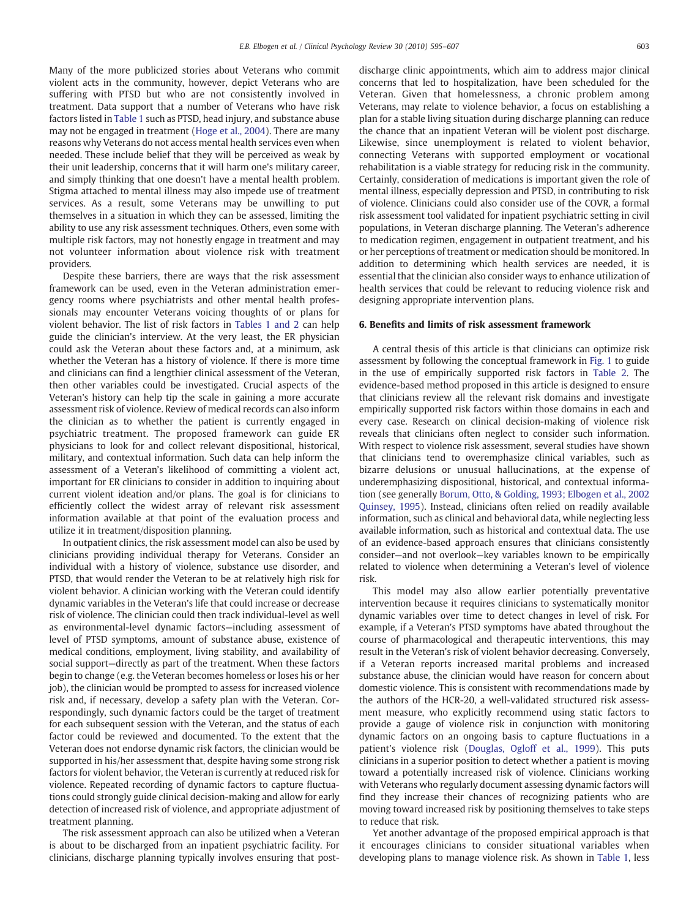Many of the more publicized stories about Veterans who commit violent acts in the community, however, depict Veterans who are suffering with PTSD but who are not consistently involved in treatment. Data support that a number of Veterans who have risk factors listed in Table 1 such as PTSD, head injury, and substance abuse may not be engaged in treatment (Hoge et al., 2004). There are many reasons why Veterans do not access mental health services even when needed. These include belief that they will be perceived as weak by their unit leadership, concerns that it will harm one's military career, and simply thinking that one doesn't have a mental health problem. Stigma attached to mental illness may also impede use of treatment services. As a result, some Veterans may be unwilling to put themselves in a situation in which they can be assessed, limiting the ability to use any risk assessment techniques. Others, even some with multiple risk factors, may not honestly engage in treatment and may not volunteer information about violence risk with treatment providers.

Despite these barriers, there are ways that the risk assessment framework can be used, even in the Veteran administration emergency rooms where psychiatrists and other mental health professionals may encounter Veterans voicing thoughts of or plans for violent behavior. The list of risk factors in Tables 1 and 2 can help guide the clinician's interview. At the very least, the ER physician could ask the Veteran about these factors and, at a minimum, ask whether the Veteran has a history of violence. If there is more time and clinicians can find a lengthier clinical assessment of the Veteran, then other variables could be investigated. Crucial aspects of the Veteran's history can help tip the scale in gaining a more accurate assessment risk of violence. Review of medical records can also inform the clinician as to whether the patient is currently engaged in psychiatric treatment. The proposed framework can guide ER physicians to look for and collect relevant dispositional, historical, military, and contextual information. Such data can help inform the assessment of a Veteran's likelihood of committing a violent act, important for ER clinicians to consider in addition to inquiring about current violent ideation and/or plans. The goal is for clinicians to efficiently collect the widest array of relevant risk assessment information available at that point of the evaluation process and utilize it in treatment/disposition planning.

In outpatient clinics, the risk assessment model can also be used by clinicians providing individual therapy for Veterans. Consider an individual with a history of violence, substance use disorder, and PTSD, that would render the Veteran to be at relatively high risk for violent behavior. A clinician working with the Veteran could identify dynamic variables in the Veteran's life that could increase or decrease risk of violence. The clinician could then track individual-level as well as environmental-level dynamic factors—including assessment of level of PTSD symptoms, amount of substance abuse, existence of medical conditions, employment, living stability, and availability of social support—directly as part of the treatment. When these factors begin to change (e.g. the Veteran becomes homeless or loses his or her job), the clinician would be prompted to assess for increased violence risk and, if necessary, develop a safety plan with the Veteran. Correspondingly, such dynamic factors could be the target of treatment for each subsequent session with the Veteran, and the status of each factor could be reviewed and documented. To the extent that the Veteran does not endorse dynamic risk factors, the clinician would be supported in his/her assessment that, despite having some strong risk factors for violent behavior, the Veteran is currently at reduced risk for violence. Repeated recording of dynamic factors to capture fluctuations could strongly guide clinical decision-making and allow for early detection of increased risk of violence, and appropriate adjustment of treatment planning.

The risk assessment approach can also be utilized when a Veteran is about to be discharged from an inpatient psychiatric facility. For clinicians, discharge planning typically involves ensuring that post-discharge clinic appointments, which aim to address major clinical concerns that led to hospitalization, have been scheduled for the Veteran. Given that homelessness, a chronic problem among Veterans, may relate to violence behavior, a focus on establishing a plan for a stable living situation during discharge planning can reduce the chance that an inpatient Veteran will be violent post discharge. Likewise, since unemployment is related to violent behavior, connecting Veterans with supported employment or vocational rehabilitation is a viable strategy for reducing risk in the community. Certainly, consideration of medications is important given the role of mental illness, especially depression and PTSD, in contributing to risk of violence. Clinicians could also consider use of the COVR, a formal risk assessment tool validated for inpatient psychiatric setting in civil populations, in Veteran discharge planning. The Veteran's adherence to medication regimen, engagement in outpatient treatment, and his or her perceptions of treatment or medication should be monitored. In addition to determining which health services are needed, it is essential that the clinician also consider ways to enhance utilization of health services that could be relevant to reducing violence risk and designing appropriate intervention plans.

## 6. Benefits and limits of risk assessment framework

A central thesis of this article is that clinicians can optimize risk assessment by following the conceptual framework in Fig. 1 to guide in the use of empirically supported risk factors in Table 2. The evidence-based method proposed in this article is designed to ensure that clinicians review all the relevant risk domains and investigate empirically supported risk factors within those domains in each and every case. Research on clinical decision-making of violence risk reveals that clinicians often neglect to consider such information. With respect to violence risk assessment, several studies have shown that clinicians tend to overemphasize clinical variables, such as bizarre delusions or unusual hallucinations, at the expense of underemphasizing dispositional, historical, and contextual information (see generally Borum, Otto, & Golding, 1993; Elbogen et al., 2002 Quinsey, 1995). Instead, clinicians often relied on readily available information, such as clinical and behavioral data, while neglecting less available information, such as historical and contextual data. The use of an evidence-based approach ensures that clinicians consistently consider—and not overlook—key variables known to be empirically related to violence when determining a Veteran's level of violence risk.

This model may also allow earlier potentially preventative intervention because it requires clinicians to systematically monitor dynamic variables over time to detect changes in level of risk. For example, if a Veteran's PTSD symptoms have abated throughout the course of pharmacological and therapeutic interventions, this may result in the Veteran's risk of violent behavior decreasing. Conversely, if a Veteran reports increased marital problems and increased substance abuse, the clinician would have reason for concern about domestic violence. This is consistent with recommendations made by the authors of the HCR-20, a well-validated structured risk assessment measure, who explicitly recommend using static factors to provide a gauge of violence risk in conjunction with monitoring dynamic factors on an ongoing basis to capture fluctuations in a patient's violence risk (Douglas, Ogloff et al., 1999). This puts clinicians in a superior position to detect whether a patient is moving toward a potentially increased risk of violence. Clinicians working with Veterans who regularly document assessing dynamic factors will find they increase their chances of recognizing patients who are moving toward increased risk by positioning themselves to take steps to reduce that risk.

Yet another advantage of the proposed empirical approach is that it encourages clinicians to consider situational variables when developing plans to manage violence risk. As shown in Table 1, less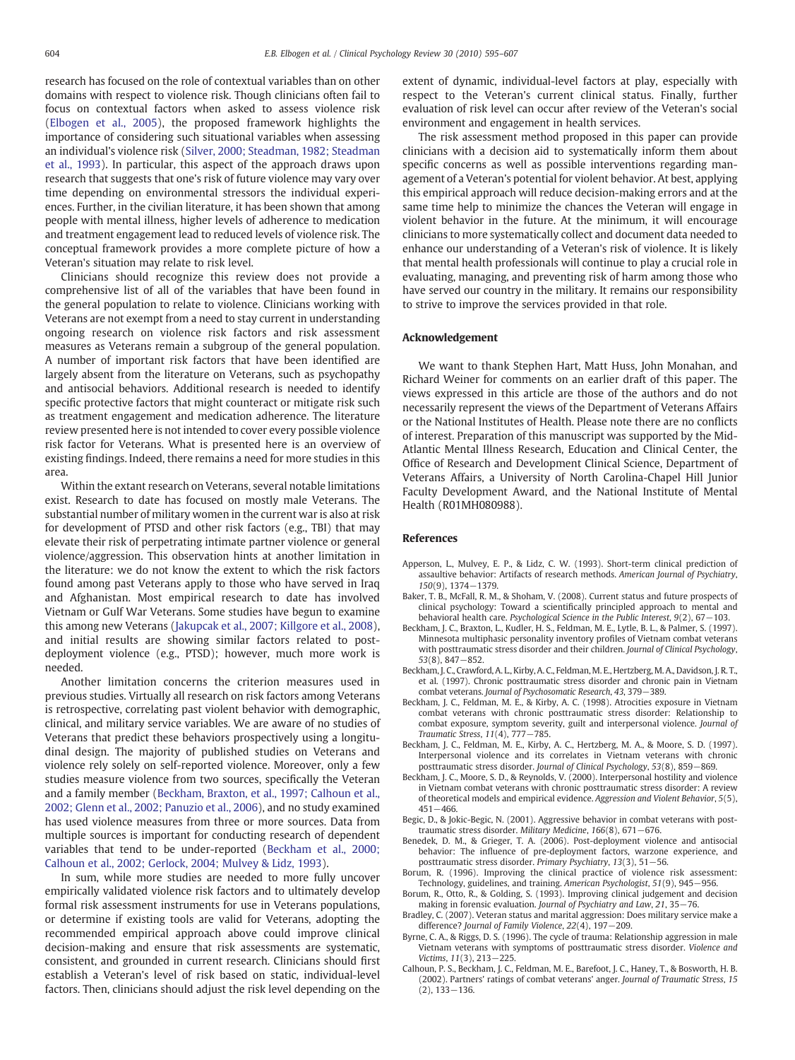research has focused on the role of contextual variables than on other domains with respect to violence risk. Though clinicians often fail to focus on contextual factors when asked to assess violence risk (Elbogen et al., 2005), the proposed framework highlights the importance of considering such situational variables when assessing an individual's violence risk (Silver, 2000; Steadman, 1982; Steadman et al., 1993). In particular, this aspect of the approach draws upon research that suggests that one's risk of future violence may vary over time depending on environmental stressors the individual experiences. Further, in the civilian literature, it has been shown that among people with mental illness, higher levels of adherence to medication and treatment engagement lead to reduced levels of violence risk. The conceptual framework provides a more complete picture of how a Veteran's situation may relate to risk level.

Clinicians should recognize this review does not provide a comprehensive list of all of the variables that have been found in the general population to relate to violence. Clinicians working with Veterans are not exempt from a need to stay current in understanding ongoing research on violence risk factors and risk assessment measures as Veterans remain a subgroup of the general population. A number of important risk factors that have been identified are largely absent from the literature on Veterans, such as psychopathy and antisocial behaviors. Additional research is needed to identify specific protective factors that might counteract or mitigate risk such as treatment engagement and medication adherence. The literature review presented here is not intended to cover every possible violence risk factor for Veterans. What is presented here is an overview of existing findings. Indeed, there remains a need for more studies in this area.

Within the extant research on Veterans, several notable limitations exist. Research to date has focused on mostly male Veterans. The substantial number of military women in the current war is also at risk for development of PTSD and other risk factors (e.g., TBI) that may elevate their risk of perpetrating intimate partner violence or general violence/aggression. This observation hints at another limitation in the literature: we do not know the extent to which the risk factors found among past Veterans apply to those who have served in Iraq and Afghanistan. Most empirical research to date has involved Vietnam or Gulf War Veterans. Some studies have begun to examine this among new Veterans (Jakupcak et al., 2007; Killgore et al., 2008), and initial results are showing similar factors related to post-deployment violence (e.g., PTSD); however, much more work is needed.

Another limitation concerns the criterion measures used in previous studies. Virtually all research on risk factors among Veterans is retrospective, correlating past violent behavior with demographic, clinical, and military service variables. We are aware of no studies of Veterans that predict these behaviors prospectively using a longitudinal design. The majority of published studies on Veterans and violence rely solely on self-reported violence. Moreover, only a few studies measure violence from two sources, specifically the Veteran and a family member (Beckham, Braxton, et al., 1997; Calhoun et al., 2002; Glenn et al., 2002; Panuzio et al., 2006), and no study examined has used violence measures from three or more sources. Data from multiple sources is important for conducting research of dependent variables that tend to be under-reported (Beckham et al., 2000; Calhoun et al., 2002; Gerlock, 2004; Mulvey & Lidz, 1993).

In sum, while more studies are needed to more fully uncover empirically validated violence risk factors and to ultimately develop formal risk assessment instruments for use in Veterans populations, or determine if existing tools are valid for Veterans, adopting the recommended empirical approach above could improve clinical decision-making and ensure that risk assessments are systematic, consistent, and grounded in current research. Clinicians should first establish a Veteran's level of risk based on static, individual-level factors. Then, clinicians should adjust the risk level depending on the extent of dynamic, individual-level factors at play, especially with respect to the Veteran's current clinical status. Finally, further evaluation of risk level can occur after review of the Veteran's social environment and engagement in health services.

The risk assessment method proposed in this paper can provide clinicians with a decision aid to systematically inform them about specific concerns as well as possible interventions regarding management of a Veteran's potential for violent behavior. At best, applying this empirical approach will reduce decision-making errors and at the same time help to minimize the chances the Veteran will engage in violent behavior in the future. At the minimum, it will encourage clinicians to more systematically collect and document data needed to enhance our understanding of a Veteran's risk of violence. It is likely that mental health professionals will continue to play a crucial role in evaluating, managing, and preventing risk of harm among those who have served our country in the military. It remains our responsibility to strive to improve the services provided in that role.

## Acknowledgement

We want to thank Stephen Hart, Matt Huss, John Monahan, and Richard Weiner for comments on an earlier draft of this paper. The views expressed in this article are those of the authors and do not necessarily represent the views of the Department of Veterans Affairs or the National Institutes of Health. Please note there are no conflicts of interest. Preparation of this manuscript was supported by the Mid-Atlantic Mental Illness Research, Education and Clinical Center, the Office of Research and Development Clinical Science, Department of Veterans Affairs, a University of North Carolina-Chapel Hill Junior Faculty Development Award, and the National Institute of Mental Health (R01MH080988).

## References

Apperson, L., Mulvey, E. P., & Lidz, C. W. (1993). Short-term clinical prediction of assaultive behavior: Artifacts of research methods. *American Journal of Psychiatry*, *150*(9), 1374−1379.

Baker, T. B., McFall, R. M., & Shoham, V. (2008). Current status and future prospects of clinical psychology: Toward a scientifically principled approach to mental and behavioral health care. *Psychological Science in the Public Interest*, *9*(2), 67−103.

Beckham, J. C., Braxton, L., Kudler, H. S., Feldman, M. E., Lytle, B. L., & Palmer, S. (1997). Minnesota multiphasic personality inventory profiles of Vietnam combat veterans with posttraumatic stress disorder and their children. *Journal of Clinical Psychology*, *53*(8), 847−852.

Beckham, J. C., Crawford, A. L., Kirby, A. C., Feldman, M. E., Hertzberg, M. A., Davidson, J. R. T., et al. (1997). Chronic posttraumatic stress disorder and chronic pain in Vietnam combat veterans. *Journal of Psychosomatic Research*, *43*, 379−389.

Beckham, J. C., Feldman, M. E., & Kirby, A. C. (1998). Atrocities exposure in Vietnam combat veterans with chronic posttraumatic stress disorder: Relationship to combat exposure, symptom severity, guilt and interpersonal violence. *Journal of Traumatic Stress*, *11*(4), 777−785.

Beckham, J. C., Feldman, M. E., Kirby, A. C., Hertzberg, M. A., & Moore, S. D. (1997). Interpersonal violence and its correlates in Vietnam veterans with chronic posttraumatic stress disorder. *Journal of Clinical Psychology*, *53*(8), 859−869.

Beckham, J. C., Moore, S. D., & Reynolds, V. (2000). Interpersonal hostility and violence in Vietnam combat veterans with chronic posttraumatic stress disorder: A review of theoretical models and empirical evidence. *Aggression and Violent Behavior*, *5*(5), 451−466.

Begic, D., & Jokic-Begic, N. (2001). Aggressive behavior in combat veterans with posttraumatic stress disorder. *Military Medicine*, *166*(8), 671−676.

Benedek, D. M., & Grieger, T. A. (2006). Post-deployment violence and antisocial behavior: The influence of pre-deployment factors, warzone experience, and posttraumatic stress disorder. *Primary Psychiatry*, *13*(3), 51−56.

Borum, R. (1996). Improving the clinical practice of violence risk assessment: Technology, guidelines, and training. *American Psychologist*, *51*(9), 945−956.

Borum, R., Otto, R., & Golding, S. (1993). Improving clinical judgement and decision making in forensic evaluation. *Journal of Psychiatry and Law*, *21*, 35−76.

Bradley, C. (2007). Veteran status and marital aggression: Does military service make a difference? *Journal of Family Violence*, *22*(4), 197−209.

Byrne, C. A., & Riggs, D. S. (1996). The cycle of trauma: Relationship aggression in male Vietnam veterans with symptoms of posttraumatic stress disorder. *Violence and Victims*, *11*(3), 213−225.

Calhoun, P. S., Beckham, J. C., Feldman, M. E., Barefoot, J. C., Haney, T., & Bosworth, H. B. (2002). Partners' ratings of combat veterans' anger. *Journal of Traumatic Stress*, *15*(2), 133−136.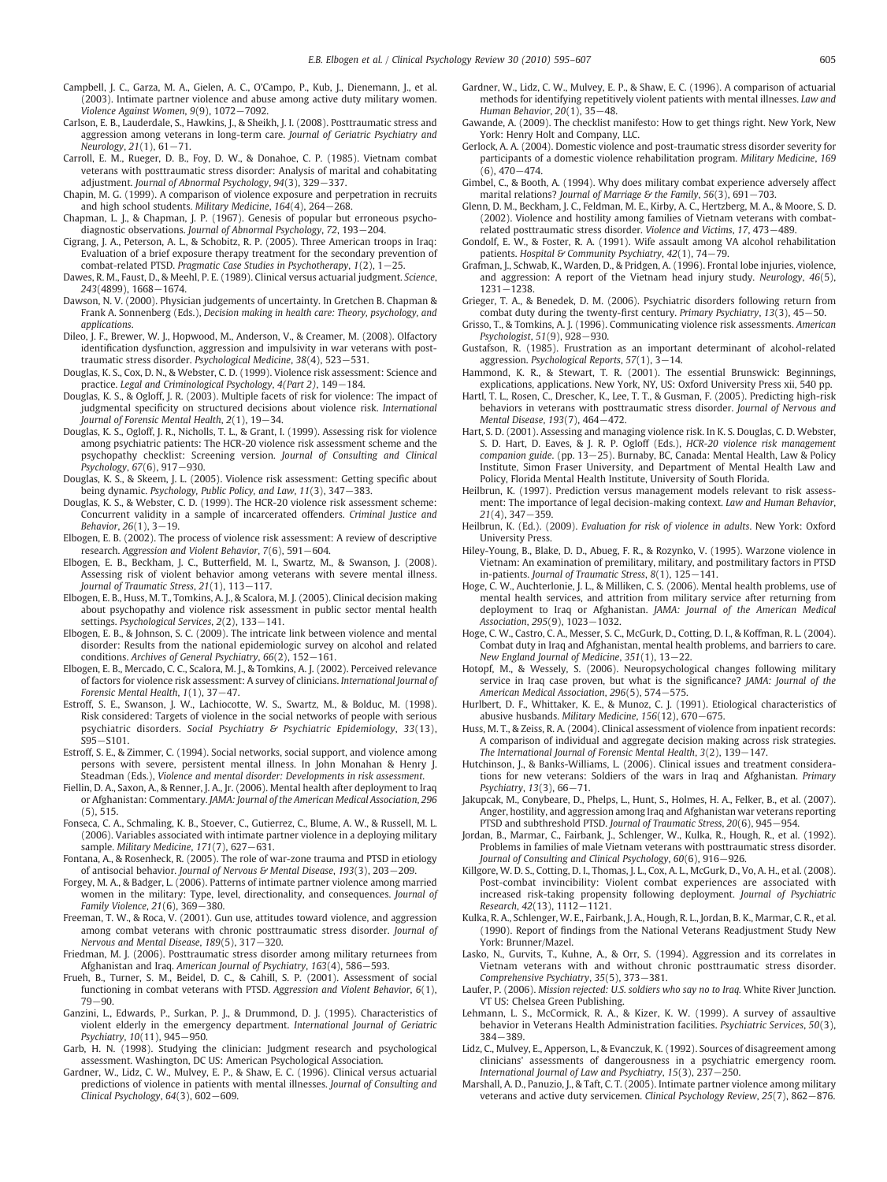Campbell, J. C., Garza, M. A., Gielen, A. C., O'Campo, P., Kub, J., Dienemann, J., et al. (2003). Intimate partner violence and abuse among active duty military women. *Violence Against Women*, *9*(9), 1072−1092.

Carlson, E. B., Lauderdale, S., Hawkins, J., & Sheikh, J. I. (2008). Posttraumatic stress and aggression among veterans in long-term care. *Journal of Geriatric Psychiatry and Neurology*, *21*(1), 61−71.

Carroll, E. M., Rueger, D. B., Foy, D. W., & Donahoe, C. P. (1985). Vietnam combat veterans with posttraumatic stress disorder: Analysis of marital and cohabitating adjustment. *Journal of Abnormal Psychology*, *94*(3), 329−337.

Chapin, M. G. (1999). A comparison of violence exposure and perpetration in recruits and high school students. *Military Medicine*, *164*(4), 264−268.

Chapman, L. J., & Chapman, J. P. (1967). Genesis of popular but erroneous psychodiagnostic observations. *Journal of Abnormal Psychology*, *72*, 193−204.

Cigrang, J. A., Peterson, A. L., & Schobitz, R. P. (2005). Three American troops in Iraq: Evaluation of a brief exposure therapy treatment for the secondary prevention of combat-related PTSD. *Pragmatic Case Studies in Psychotherapy*, *1*(2), 1−25.

Dawes, R. M., Faust, D., & Meehl, P. E. (1989). Clinical versus actuarial judgment. *Science*, *243*(4899), 1668−1674.

Dawson, N. V. (2000). Physician judgements of uncertainty. In Gretchen B. Chapman & Frank A. Sonnenberg (Eds.), *Decision making in health care: Theory, psychology, and applications*.

Dileo, J. F., Brewer, W. J., Hopwood, M., Anderson, V., & Creamer, M. (2008). Olfactory identification dysfunction, aggression and impulsivity in war veterans with posttraumatic stress disorder. *Psychological Medicine*, *38*(4), 523−531.

Douglas, K. S., Cox, D. N., & Webster, C. D. (1999). Violence risk assessment: Science and practice. *Legal and Criminological Psychology*, *4(Part 2)*, 149−184.

Douglas, K. S., & Ogloff, J. R. (2003). Multiple facets of risk for violence: The impact of judgmental specificity on structured decisions about violence risk. *International Journal of Forensic Mental Health*, *2*(1), 19−34.

Douglas, K. S., Ogloff, J. R., Nicholls, T. L., & Grant, I. (1999). Assessing risk for violence among psychiatric patients: The HCR-20 violence risk assessment scheme and the psychopathy checklist: Screening version. *Journal of Consulting and Clinical Psychology*, *67*(6), 917−930.

Douglas, K. S., & Skeem, J. L. (2005). Violence risk assessment: Getting specific about being dynamic. *Psychology, Public Policy, and Law*, *11*(3), 347−383.

Douglas, K. S., & Webster, C. D. (1999). The HCR-20 violence risk assessment scheme: Concurrent validity in a sample of incarcerated offenders. *Criminal Justice and Behavior*, *26*(1), 3−19.

Elbogen, E. B. (2002). The process of violence risk assessment: A review of descriptive research. *Aggression and Violent Behavior*, *7*(6), 591−604.

Elbogen, E. B., Beckham, J. C., Butterfield, M. I., Swartz, M., & Swanson, J. (2008). Assessing risk of violent behavior among veterans with severe mental illness. *Journal of Traumatic Stress*, *21*(1), 113−117.

Elbogen, E. B., Huss, M. T., Tomkins, A. J., & Scalora, M. J. (2005). Clinical decision making about psychopathy and violence risk assessment in public sector mental health settings. *Psychological Services*, *2*(2), 133−141.

Elbogen, E. B., & Johnson, S. C. (2009). The intricate link between violence and mental disorder: Results from the national epidemiologic survey on alcohol and related conditions. *Archives of General Psychiatry*, *66*(2), 152−161.

Elbogen, E. B., Mercado, C. C., Scalora, M. J., & Tomkins, A. J. (2002). Perceived relevance of factors for violence risk assessment: A survey of clinicians. *International Journal of Forensic Mental Health*, *1*(1), 37−47.

Estroff, S. E., Swanson, J. W., Lachiocotte, W. S., Swartz, M., & Bolduc, M. (1998). Risk considered: Targets of violence in the social networks of people with serious psychiatric disorders. *Social Psychiatry & Psychiatric Epidemiology*, *33*(13), S95−S101.

Estroff, S. E., & Zimmer, C. (1994). Social networks, social support, and violence among persons with severe, persistent mental illness. In John Monahan & Henry J. Steadman (Eds.), *Violence and mental disorder: Developments in risk assessment*.

Fiellin, D. A., Saxon, A., & Renner, J. A., Jr. (2006). Mental health after deployment to Iraq or Afghanistan: Commentary. *JAMA: Journal of the American Medical Association*, *296*(5), 515.

Fonseca, C. A., Schmaling, K. B., Stoever, C., Gutierrez, C., Blume, A. W., & Russell, M. L. (2006). Variables associated with intimate partner violence in a deploying military sample. *Military Medicine*, *171*(7), 627−631.

Fontana, A., & Rosenheck, R. (2005). The role of war-zone trauma and PTSD in etiology of antisocial behavior. *Journal of Nervous & Mental Disease*, *193*(3), 203−209.

Forgey, M. A., & Badger, L. (2006). Patterns of intimate partner violence among married women in the military: Type, level, directionality, and consequences. *Journal of Family Violence*, *21*(6), 369−380.

Freeman, T. W., & Roca, V. (2001). Gun use, attitudes toward violence, and aggression among combat veterans with chronic posttraumatic stress disorder. *Journal of Nervous and Mental Disease*, *189*(5), 317−320.

Friedman, M. J. (2006). Posttraumatic stress disorder among military returnees from Afghanistan and Iraq. *American Journal of Psychiatry*, *163*(4), 586−593.

Frueh, B., Turner, S. M., Beidel, D. C., & Cahill, S. P. (2001). Assessment of social functioning in combat veterans with PTSD. *Aggression and Violent Behavior*, *6*(1), 79−90.

Ganzini, L., Edwards, P., Surkan, P. J., & Drummond, D. J. (1995). Characteristics of violent elderly in the emergency department. *International Journal of Geriatric Psychiatry*, *10*(11), 945−950.

Garb, H. N. (1998). Studying the clinician: Judgment research and psychological assessment. Washington, DC US: American Psychological Association.

Gardner, W., Lidz, C. W., Mulvey, E. P., & Shaw, E. C. (1996). Clinical versus actuarial predictions of violence in patients with mental illnesses. *Journal of Consulting and Clinical Psychology*, *64*(3), 602−609.

Gardner, W., Lidz, C. W., Mulvey, E. P., & Shaw, E. C. (1996). A comparison of actuarial methods for identifying repetitively violent patients with mental illnesses. *Law and Human Behavior*, *20*(1), 35−48.

Gawande, A. (2009). The checklist manifesto: How to get things right. New York, New York: Henry Holt and Company, LLC.

Gerlock, A. A. (2004). Domestic violence and post-traumatic stress disorder severity for participants of a domestic violence rehabilitation program. *Military Medicine*, *169*(6), 470−474.

Gimbel, C., & Booth, A. (1994). Why does military combat experience adversely affect marital relations? *Journal of Marriage & the Family*, *56*(3), 691−703.

Glenn, D. M., Beckham, J. C., Feldman, M. E., Kirby, A. C., Hertzberg, M. A., & Moore, S. D. (2002). Violence and hostility among families of Vietnam veterans with combat-related posttraumatic stress disorder. *Violence and Victims*, *17*, 473−489.

Gondolf, E. W., & Foster, R. A. (1991). Wife assault among VA alcohol rehabilitation patients. *Hospital & Community Psychiatry*, *42*(1), 74−79.

Grafman, J., Schwab, K., Warden, D., & Pridgen, A. (1996). Frontal lobe injuries, violence, and aggression: A report of the Vietnam head injury study. *Neurology*, *46*(5), 1231−1238.

Grieger, T. A., & Benedek, D. M. (2006). Psychiatric disorders following return from combat duty during the twenty-first century. *Primary Psychiatry*, *13*(3), 45−50.

Grisso, T., & Tomkins, A. J. (1996). Communicating violence risk assessments. *American Psychologist*, *51*(9), 928−930.

Gustafson, R. (1985). Frustration as an important determinant of alcohol-related aggression. *Psychological Reports*, *57*(1), 3−14.

Hammond, K. R., & Stewart, T. R. (2001). The essential Brunswick: Beginnings, explications, applications. New York, NY, US: Oxford University Press xii, 540 pp.

Hartl, T. L., Rosen, C., Drescher, K., Lee, T. T., & Gusman, F. (2005). Predicting high-risk behaviors in veterans with posttraumatic stress disorder. *Journal of Nervous and Mental Disease*, *193*(7), 464−472.

Hart, S. D. (2001). Assessing and managing violence risk. In K. S. Douglas, C. D. Webster, S. D. Hart, D. Eaves, & J. R. P. Ogloff (Eds.), *HCR-20 violence risk management companion guide*. (pp. 13−25). Burnaby, BC, Canada: Mental Health, Law & Policy Institute, Simon Fraser University, and Department of Mental Health Law and Policy, Florida Mental Health Institute, University of South Florida.

Heilbrun, K. (1997). Prediction versus management models relevant to risk assessment: The importance of legal decision-making context. *Law and Human Behavior*, *21*(4), 347−359.

Heilbrun, K. (Ed.). (2009). *Evaluation for risk of violence in adults*. New York: Oxford University Press.

Hiley-Young, B., Blake, D. D., Abueg, F. R., & Rozynko, V. (1995). Warzone violence in Vietnam: An examination of premilitary, military, and postmilitary factors in PTSD in-patients. *Journal of Traumatic Stress*, *8*(1), 125−141.

Hoge, C. W., Auchterlonie, J. L., & Milliken, C. S. (2006). Mental health problems, use of mental health services, and attrition from military service after returning from deployment to Iraq or Afghanistan. *JAMA: Journal of the American Medical Association*, *295*(9), 1023−1032.

Hoge, C. W., Castro, C. A., Messer, S. C., McGurk, D., Cotting, D. I., & Koffman, R. L. (2004). Combat duty in Iraq and Afghanistan, mental health problems, and barriers to care. *New England Journal of Medicine*, *351*(1), 13−22.

Hotopf, M., & Wessely, S. (2006). Neuropsychological changes following military service in Iraq case proven, but what is the significance? *JAMA: Journal of the American Medical Association*, *296*(5), 574−575.

Hurlbert, D. F., Whittaker, K. E., & Munoz, C. J. (1991). Etiological characteristics of abusive husbands. *Military Medicine*, *156*(12), 670−675.

Huss, M. T., & Zeiss, R. A. (2004). Clinical assessment of violence from inpatient records: A comparison of individual and aggregate decision making across risk strategies. *The International Journal of Forensic Mental Health*, *3*(2), 139−147.

Hutchinson, J., & Banks-Williams, L. (2006). Clinical issues and treatment considerations for new veterans: Soldiers of the wars in Iraq and Afghanistan. *Primary Psychiatry*, *13*(3), 66−71.

Jakupcak, M., Conybeare, D., Phelps, L., Hunt, S., Holmes, H. A., Felker, B., et al. (2007). Anger, hostility, and aggression among Iraq and Afghanistan war veterans reporting PTSD and subthreshold PTSD. *Journal of Traumatic Stress*, *20*(6), 945−954.

Jordan, B., Marmar, C., Fairbank, J., Schlenger, W., Kulka, R., Hough, R., et al. (1992). Problems in families of male Vietnam veterans with posttraumatic stress disorder. *Journal of Consulting and Clinical Psychology*, *60*(6), 916−926.

Killgore, W. D. S., Cotting, D. I., Thomas, J. L., Cox, A. L., McGurk, D., Vo, A. H., et al. (2008). Post-combat invincibility: Violent combat experiences are associated with increased risk-taking propensity following deployment. *Journal of Psychiatric Research*, *42*(13), 1112−1121.

Kulka, R. A., Schlenger, W. E., Fairbank, J. A., Hough, R. L., Jordan, B. K., Marmar, C. R., et al. (1990). Report of findings from the National Veterans Readjustment Study New York: Brunner/Mazel.

Lasko, N., Gurvits, T., Kuhne, A., & Orr, S. (1994). Aggression and its correlates in Vietnam veterans with and without chronic posttraumatic stress disorder. *Comprehensive Psychiatry*, *35*(5), 373−381.

Laufer, P. (2006). *Mission rejected: U.S. soldiers who say no to Iraq*. White River Junction. VT US: Chelsea Green Publishing.

Lehmann, L. S., McCormick, R. A., & Kizer, K. W. (1999). A survey of assaultive behavior in Veterans Health Administration facilities. *Psychiatric Services*, *50*(3), 384−389.

Lidz, C., Mulvey, E., Apperson, L., & Evanczuk, K. (1992). Sources of disagreement among clinicians' assessments of dangerousness in a psychiatric emergency room. *International Journal of Law and Psychiatry*, *15*(3), 237−250.

Marshall, A. D., Panuzio, J., & Taft, C. T. (2005). Intimate partner violence among military veterans and active duty servicemen. *Clinical Psychology Review*, *25*(7), 862−876.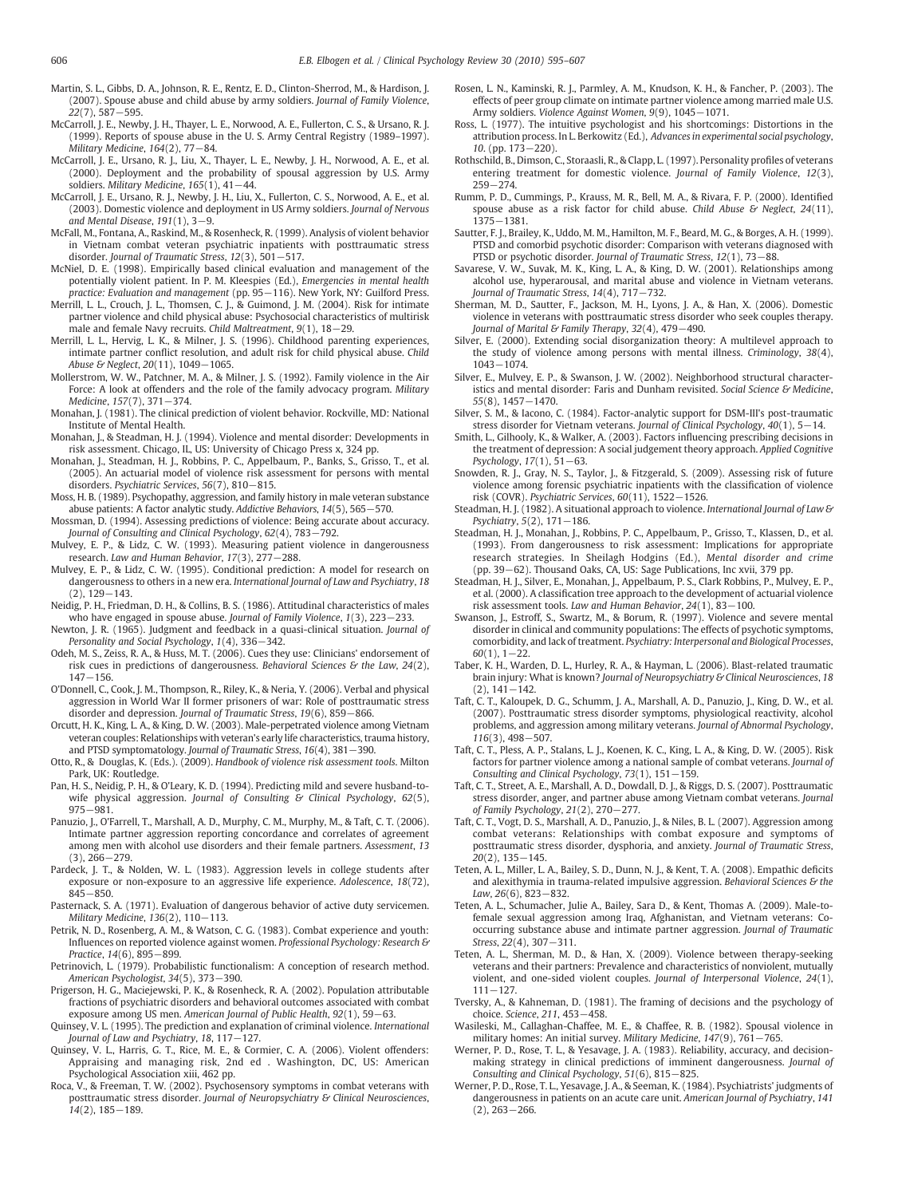Martin, S. L., Gibbs, D. A., Johnson, R. E., Rentz, E. D., Clinton-Sherrod, M., & Hardison, J. (2007). Spouse abuse and child abuse by army soldiers. *Journal of Family Violence*, *22*(7), 587−595.

McCarroll, J. E., Newby, J. H., Thayer, L. E., Norwood, A. E., Fullerton, C. S., & Ursano, R. J. (1999). Reports of spouse abuse in the U. S. Army Central Registry (1989–1997). *Military Medicine*, *164*(2), 77−84.

McCarroll, J. E., Ursano, R. J., Liu, X., Thayer, L. E., Newby, J. H., Norwood, A. E., et al. (2000). Deployment and the probability of spousal aggression by U.S. Army soldiers. *Military Medicine*, *165*(1), 41−44.

McCarroll, J. E., Ursano, R. J., Newby, J. H., Liu, X., Fullerton, C. S., Norwood, A. E., et al. (2003). Domestic violence and deployment in US Army soldiers. *Journal of Nervous and Mental Disease*, *191*(1), 3−9.

McFall, M., Fontana, A., Raskind, M., & Rosenheck, R. (1999). Analysis of violent behavior in Vietnam combat veteran psychiatric inpatients with posttraumatic stress disorder. *Journal of Traumatic Stress*, *12*(3), 501−517.

McNiel, D. E. (1998). Empirically based clinical evaluation and management of the potentially violent patient. In P. M. Kleespies (Ed.), *Emergencies in mental health practice: Evaluation and management* (pp. 95−116). New York, NY: Guilford Press.

Merrill, L. L., Crouch, J. L., Thomsen, C. J., & Guimond, J. M. (2004). Risk for intimate partner violence and child physical abuse: Psychosocial characteristics of multirisk male and female Navy recruits. *Child Maltreatment*, *9*(1), 18−29.

Merrill, L. L., Hervig, L. K., & Milner, J. S. (1996). Childhood parenting experiences, intimate partner conflict resolution, and adult risk for child physical abuse. *Child Abuse & Neglect*, *20*(11), 1049−1065.

Mollerstrom, W. W., Patchner, M. A., & Milner, J. S. (1992). Family violence in the Air Force: A look at offenders and the role of the family advocacy program. *Military Medicine*, *157*(7), 371−374.

Monahan, J. (1981). The clinical prediction of violent behavior. Rockville, MD: National Institute of Mental Health.

Monahan, J., & Steadman, H. J. (1994). Violence and mental disorder: Developments in risk assessment. Chicago, IL, US: University of Chicago Press x, 324 pp.

Monahan, J., Steadman, H. J., Robbins, P. C., Appelbaum, P., Banks, S., Grisso, T., et al. (2005). An actuarial model of violence risk assessment for persons with mental disorders. *Psychiatric Services*, *56*(7), 810−815.

Moss, H. B. (1989). Psychopathy, aggression, and family history in male veteran substance abuse patients: A factor analytic study. *Addictive Behaviors*, *14*(5), 565−570.

Mossman, D. (1994). Assessing predictions of violence: Being accurate about accuracy. *Journal of Consulting and Clinical Psychology*, *62*(4), 783−792.

Mulvey, E. P., & Lidz, C. W. (1993). Measuring patient violence in dangerousness research. *Law and Human Behavior*, *17*(3), 277−288.

Mulvey, E. P., & Lidz, C. W. (1995). Conditional prediction: A model for research on dangerousness to others in a new era. *International Journal of Law and Psychiatry*, *18*(2), 129−143.

Neidig, P. H., Friedman, D. H., & Collins, B. S. (1986). Attitudinal characteristics of males who have engaged in spouse abuse. *Journal of Family Violence*, *1*(3), 223−233.

Newton, J. R. (1965). Judgment and feedback in a quasi-clinical situation. *Journal of Personality and Social Psychology*, *1*(4), 336−342.

Odeh, M. S., Zeiss, R. A., & Huss, M. T. (2006). Cues they use: Clinicians' endorsement of risk cues in predictions of dangerousness. *Behavioral Sciences & the Law*, *24*(2), 147−156.

O'Donnell, C., Cook, J. M., Thompson, R., Riley, K., & Neria, Y. (2006). Verbal and physical aggression in World War II former prisoners of war: Role of posttraumatic stress disorder and depression. *Journal of Traumatic Stress*, *19*(6), 859−866.

Orcutt, H. K., King, L. A., & King, D. W. (2003). Male-perpetrated violence among Vietnam veteran couples: Relationships with veteran's early life characteristics, trauma history, and PTSD symptomatology. *Journal of Traumatic Stress*, *16*(4), 381−390.

Otto, R., & Douglas, K. (Eds.). (2009). *Handbook of violence risk assessment tools*. Milton Park, UK: Routledge.

Pan, H. S., Neidig, P. H., & O'Leary, K. D. (1994). Predicting mild and severe husband-to-wife physical aggression. *Journal of Consulting & Clinical Psychology*, *62*(5), 975−981.

Panuzio, J., O'Farrell, T., Marshall, A. D., Murphy, C. M., Murphy, M., & Taft, C. T. (2006). Intimate partner aggression reporting concordance and correlates of agreement among men with alcohol use disorders and their female partners. *Assessment*, *13*(3), 266−279.

Pardeck, J. T., & Nolden, W. L. (1983). Aggression levels in college students after exposure or non-exposure to an aggressive life experience. *Adolescence*, *18*(72), 845−850.

Pasternack, S. A. (1971). Evaluation of dangerous behavior of active duty servicemen. *Military Medicine*, *136*(2), 110−113.

Petrik, N. D., Rosenberg, A. M., & Watson, C. G. (1983). Combat experience and youth: Influences on reported violence against women. *Professional Psychology: Research & Practice*, *14*(6), 895−899.

Petrinovich, L. (1979). Probabilistic functionalism: A conception of research method. *American Psychologist*, *34*(5), 373−390.

Prigerson, H. G., Maciejewski, P. K., & Rosenheck, R. A. (2002). Population attributable fractions of psychiatric disorders and behavioral outcomes associated with combat exposure among US men. *American Journal of Public Health*, *92*(1), 59−63.

Quinsey, V. L. (1995). The prediction and explanation of criminal violence. *International Journal of Law and Psychiatry*, *18*, 117−127.

Quinsey, V. L., Harris, G. T., Rice, M. E., & Cormier, C. A. (2006). Violent offenders: Appraising and managing risk, 2nd ed . Washington, DC, US: American Psychological Association xiii, 462 pp.

Roca, V., & Freeman, T. W. (2002). Psychosensory symptoms in combat veterans with posttraumatic stress disorder. *Journal of Neuropsychiatry & Clinical Neurosciences*, *14*(2), 185−189.

Rosen, L. N., Kaminski, R. J., Parmley, A. M., Knudson, K. H., & Fancher, P. (2003). The effects of peer group climate on intimate partner violence among married male U.S. Army soldiers. *Violence Against Women*, *9*(9), 1045−1071.

Ross, L. (1977). The intuitive psychologist and his shortcomings: Distortions in the attribution process. In L. Berkowitz (Ed.), *Advances in experimental social psychology*, *10*. (pp. 173−220).

Rothschild, B., Dimson, C., Storaasli, R., & Clapp, L. (1997). Personality profiles of veterans entering treatment for domestic violence. *Journal of Family Violence*, *12*(3), 259−274.

Rumm, P. D., Cummings, P., Krauss, M. R., Bell, M. A., & Rivara, F. P. (2000). Identified spouse abuse as a risk factor for child abuse. *Child Abuse & Neglect*, *24*(11), 1375−1381.

Sautter, F. J., Brailey, K., Uddo, M. M., Hamilton, M. F., Beard, M. G., & Borges, A. H. (1999). PTSD and comorbid psychotic disorder: Comparison with veterans diagnosed with PTSD or psychotic disorder. *Journal of Traumatic Stress*, *12*(1), 73−88.

Savarese, V. W., Suvak, M. K., King, L. A., & King, D. W. (2001). Relationships among alcohol use, hyperarousal, and marital abuse and violence in Vietnam veterans. *Journal of Traumatic Stress*, *14*(4), 717−732.

Sherman, M. D., Sautter, F., Jackson, M. H., Lyons, J. A., & Han, X. (2006). Domestic violence in veterans with posttraumatic stress disorder who seek couples therapy. *Journal of Marital & Family Therapy*, *32*(4), 479−490.

Silver, E. (2000). Extending social disorganization theory: A multilevel approach to the study of violence among persons with mental illness. *Criminology*, *38*(4), 1043−1074.

Silver, E., Mulvey, E. P., & Swanson, J. W. (2002). Neighborhood structural characteristics and mental disorder: Faris and Dunham revisited. *Social Science & Medicine*, *55*(8), 1457−1470.

Silver, S. M., & Iacono, C. (1984). Factor-analytic support for DSM-III's post-traumatic stress disorder for Vietnam veterans. *Journal of Clinical Psychology*, *40*(1), 5−14.

Smith, L., Gilhooly, K., & Walker, A. (2003). Factors influencing prescribing decisions in the treatment of depression: A social judgement theory approach. *Applied Cognitive Psychology*, *17*(1), 51−63.

Snowden, R. J., Gray, N. S., Taylor, J., & Fitzgerald, S. (2009). Assessing risk of future violence among forensic psychiatric inpatients with the classification of violence risk (COVR). *Psychiatric Services*, *60*(11), 1522−1526.

Steadman, H. J. (1982). A situational approach to violence. *International Journal of Law & Psychiatry*, *5*(2), 171−186.

Steadman, H. J., Monahan, J., Robbins, P. C., Appelbaum, P., Grisso, T., Klassen, D., et al. (1993). From dangerousness to risk assessment: Implications for appropriate research strategies. In Sheilagh Hodgins (Ed.), *Mental disorder and crime* (pp. 39−62). Thousand Oaks, CA, US: Sage Publications, Inc xvii, 379 pp.

Steadman, H. J., Silver, E., Monahan, J., Appelbaum, P. S., Clark Robbins, P., Mulvey, E. P., et al. (2000). A classification tree approach to the development of actuarial violence risk assessment tools. *Law and Human Behavior*, *24*(1), 83−100.

Swanson, J., Estroff, S., Swartz, M., & Borum, R. (1997). Violence and severe mental disorder in clinical and community populations: The effects of psychotic symptoms, comorbidity, and lack of treatment. *Psychiatry: Interpersonal and Biological Processes*, *60*(1), 1−22.

Taber, K. H., Warden, D. L., Hurley, R. A., & Hayman, L. (2006). Blast-related traumatic brain injury: What is known? *Journal of Neuropsychiatry & Clinical Neurosciences*, *18*(2), 141−142.

Taft, C. T., Kaloupek, D. G., Schumm, J. A., Marshall, A. D., Panuzio, J., King, D. W., et al. (2007). Posttraumatic stress disorder symptoms, physiological reactivity, alcohol problems, and aggression among military veterans. *Journal of Abnormal Psychology*, *116*(3), 498−507.

Taft, C. T., Pless, A. P., Stalans, L. J., Koenen, K. C., King, L. A., & King, D. W. (2005). Risk factors for partner violence among a national sample of combat veterans. *Journal of Consulting and Clinical Psychology*, *73*(1), 151−159.

Taft, C. T., Street, A. E., Marshall, A. D., Dowdall, D. J., & Riggs, D. S. (2007). Posttraumatic stress disorder, anger, and partner abuse among Vietnam combat veterans. *Journal of Family Psychology*, *21*(2), 270−277.

Taft, C. T., Vogt, D. S., Marshall, A. D., Panuzio, J., & Niles, B. L. (2007). Aggression among combat veterans: Relationships with combat exposure and symptoms of posttraumatic stress disorder, dysphoria, and anxiety. *Journal of Traumatic Stress*, *20*(2), 135−145.

Teten, A. L., Miller, L. A., Bailey, S. D., Dunn, N. J., & Kent, T. A. (2008). Empathic deficits and alexithymia in trauma-related impulsive aggression. *Behavioral Sciences & the Law*, *26*(6), 823−832.

Teten, A. L., Schumacher, Julie A., Bailey, Sara D., & Kent, Thomas A. (2009). Male-to-female sexual aggression among Iraq, Afghanistan, and Vietnam veterans: Co-occurring substance abuse and intimate partner aggression. *Journal of Traumatic Stress*, *22*(4), 307−311.

Teten, A. L., Sherman, M. D., & Han, X. (2009). Violence between therapy-seeking veterans and their partners: Prevalence and characteristics of nonviolent, mutually violent, and one-sided violent couples. *Journal of Interpersonal Violence*, *24*(1), 111−127.

Tversky, A., & Kahneman, D. (1981). The framing of decisions and the psychology of choice. *Science*, *211*, 453−458.

Wasileski, M., Callaghan-Chaffee, M. E., & Chaffee, R. B. (1982). Spousal violence in military homes: An initial survey. *Military Medicine*, *147*(9), 761−765.

Werner, P. D., Rose, T. L., & Yesavage, J. A. (1983). Reliability, accuracy, and decision-making strategy in clinical predictions of imminent dangerousness. *Journal of Consulting and Clinical Psychology*, *51*(6), 815−825.

Werner, P. D., Rose, T. L., Yesavage, J. A., & Seeman, K. (1984). Psychiatrists' judgments of dangerousness in patients on an acute care unit. *American Journal of Psychiatry*, *141*(2), 263−266.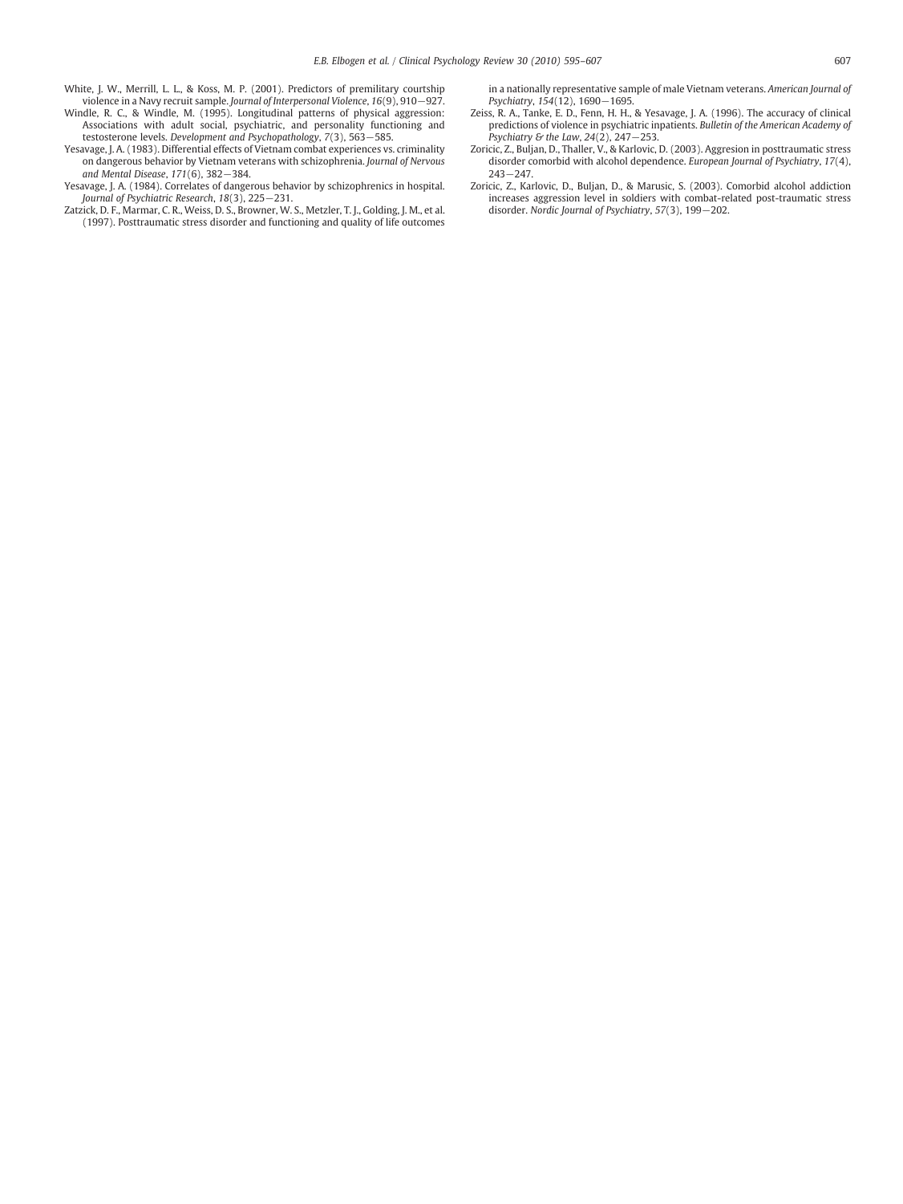White, J. W., Merrill, L. L., & Koss, M. P. (2001). Predictors of premilitary courtship violence in a Navy recruit sample. *Journal of Interpersonal Violence*, *16*(9), 910−927.

Windle, R. C., & Windle, M. (1995). Longitudinal patterns of physical aggression: Associations with adult social, psychiatric, and personality functioning and testosterone levels. *Development and Psychopathology*, *7*(3), 563−585.

Yesavage, J. A. (1983). Differential effects of Vietnam combat experiences vs. criminality on dangerous behavior by Vietnam veterans with schizophrenia. *Journal of Nervous and Mental Disease*, *171*(6), 382−384.

Yesavage, J. A. (1984). Correlates of dangerous behavior by schizophrenics in hospital. *Journal of Psychiatric Research*, *18*(3), 225−231.

Zatzick, D. F., Marmar, C. R., Weiss, D. S., Browner, W. S., Metzler, T. J., Golding, J. M., et al. (1997). Posttraumatic stress disorder and functioning and quality of life outcomes in a nationally representative sample of male Vietnam veterans. *American Journal of Psychiatry*, *154*(12), 1690−1695.

Zeiss, R. A., Tanke, E. D., Fenn, H. H., & Yesavage, J. A. (1996). The accuracy of clinical predictions of violence in psychiatric inpatients. *Bulletin of the American Academy of Psychiatry & the Law*, *24*(2), 247−253.

Zoricic, Z., Buljan, D., Thaller, V., & Karlovic, D. (2003). Aggresion in posttraumatic stress disorder comorbid with alcohol dependence. *European Journal of Psychiatry*, *17*(4), 243−247.

Zoricic, Z., Karlovic, D., Buljan, D., & Marusic, S. (2003). Comorbid alcohol addiction increases aggression level in soldiers with combat-related post-traumatic stress disorder. *Nordic Journal of Psychiatry*, *57*(3), 199−202.